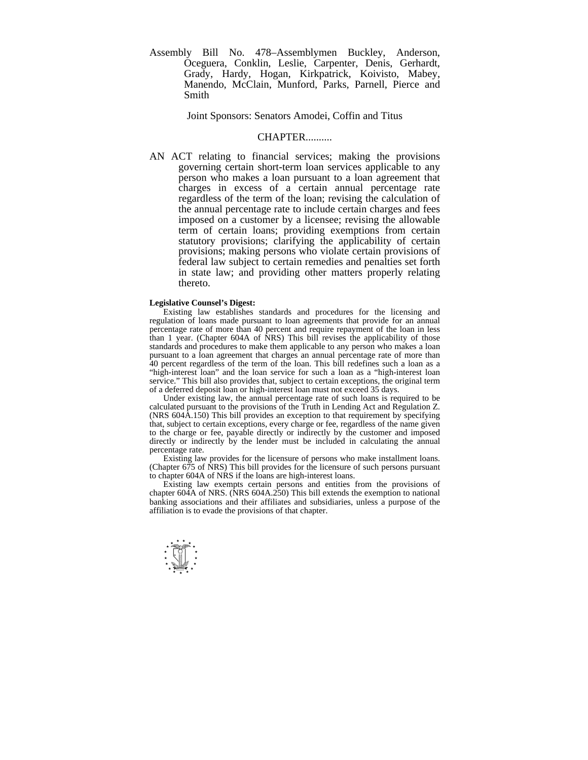Assembly Bill No. 478–Assemblymen Buckley, Anderson, Oceguera, Conklin, Leslie, Carpenter, Denis, Gerhardt, Grady, Hardy, Hogan, Kirkpatrick, Koivisto, Mabey, Manendo, McClain, Munford, Parks, Parnell, Pierce and Smith

Joint Sponsors: Senators Amodei, Coffin and Titus

CHAPTER..........

AN ACT relating to financial services; making the provisions governing certain short-term loan services applicable to any person who makes a loan pursuant to a loan agreement that charges in excess of a certain annual percentage rate regardless of the term of the loan; revising the calculation of the annual percentage rate to include certain charges and fees imposed on a customer by a licensee; revising the allowable term of certain loans; providing exemptions from certain statutory provisions; clarifying the applicability of certain provisions; making persons who violate certain provisions of federal law subject to certain remedies and penalties set forth in state law; and providing other matters properly relating thereto.

**Legislative Counsel's Digest:**

Existing law establishes standards and procedures for the licensing and regulation of loans made pursuant to loan agreements that provide for an annual percentage rate of more than 40 percent and require repayment of the loan in less than 1 year. (Chapter 604A of NRS) This bill revises the applicability of those standards and procedures to make them applicable to any person who makes a loan pursuant to a loan agreement that charges an annual percentage rate of more than 40 percent regardless of the term of the loan. This bill redefines such a loan as a "high-interest loan" and the loan service for such a loan as a "high-interest loan service." This bill also provides that, subject to certain exceptions, the original term of a deferred deposit loan or high-interest loan must not exceed 35 days.

Under existing law, the annual percentage rate of such loans is required to be calculated pursuant to the provisions of the Truth in Lending Act and Regulation Z. (NRS 604A.150) This bill provides an exception to that requirement by specifying that, subject to certain exceptions, every charge or fee, regardless of the name given to the charge or fee, payable directly or indirectly by the customer and imposed directly or indirectly by the lender must be included in calculating the annual percentage rate.

Existing law provides for the licensure of persons who make installment loans. (Chapter 675 of NRS) This bill provides for the licensure of such persons pursuant to chapter 604A of NRS if the loans are high-interest loans.

Existing law exempts certain persons and entities from the provisions of chapter 604A of NRS. (NRS 604A.250) This bill extends the exemption to national banking associations and their affiliates and subsidiaries, unless a purpose of the affiliation is to evade the provisions of that chapter.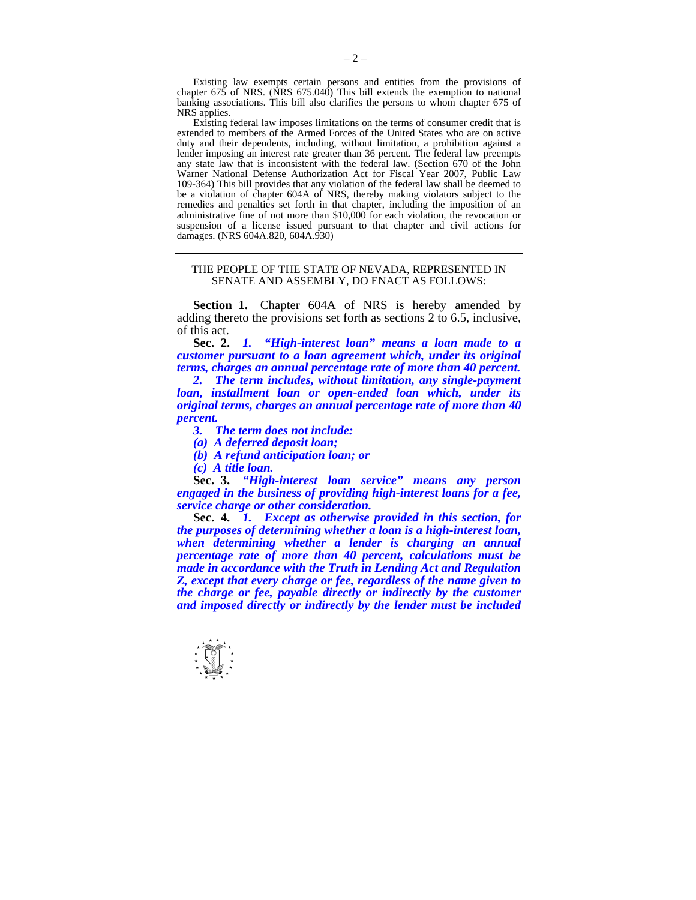Existing law exempts certain persons and entities from the provisions of chapter 675 of NRS. (NRS 675.040) This bill extends the exemption to national banking associations. This bill also clarifies the persons to whom chapter 675 of NRS applies.

Existing federal law imposes limitations on the terms of consumer credit that is extended to members of the Armed Forces of the United States who are on active duty and their dependents, including, without limitation, a prohibition against a lender imposing an interest rate greater than 36 percent. The federal law preempts any state law that is inconsistent with the federal law. (Section 670 of the John Warner National Defense Authorization Act for Fiscal Year 2007, Public Law 109-364) This bill provides that any violation of the federal law shall be deemed to be a violation of chapter 604A of NRS, thereby making violators subject to the remedies and penalties set forth in that chapter, including the imposition of an administrative fine of not more than $10,000 for each violation, the revocation or suspension of a license issued pursuant to that chapter and civil actions for damages. (NRS 604A.820, 604A.930)

---

THE PEOPLE OF THE STATE OF NEVADA, REPRESENTED IN SENATE AND ASSEMBLY, DO ENACT AS FOLLOWS:

**Section 1.** Chapter 604A of NRS is hereby amended by adding thereto the provisions set forth as sections 2 to 6.5, inclusive, of this act.

**Sec. 2.** ***1. "High-interest loan" means a loan made to a customer pursuant to a loan agreement which, under its original terms, charges an annual percentage rate of more than 40 percent.***

***2. The term includes, without limitation, any single-payment loan, installment loan or open-ended loan which, under its original terms, charges an annual percentage rate of more than 40 percent.***

***3. The term does not include:***

***(a) A deferred deposit loan;***

***(b) A refund anticipation loan; or***

***(c) A title loan.***

**Sec. 3.** ***"High-interest loan service" means any person engaged in the business of providing high-interest loans for a fee, service charge or other consideration.***

**Sec. 4.** ***1. Except as otherwise provided in this section, for the purposes of determining whether a loan is a high-interest loan, when determining whether a lender is charging an annual percentage rate of more than 40 percent, calculations must be made in accordance with the Truth in Lending Act and Regulation Z, except that every charge or fee, regardless of the name given to the charge or fee, payable directly or indirectly by the customer and imposed directly or indirectly by the lender must be included***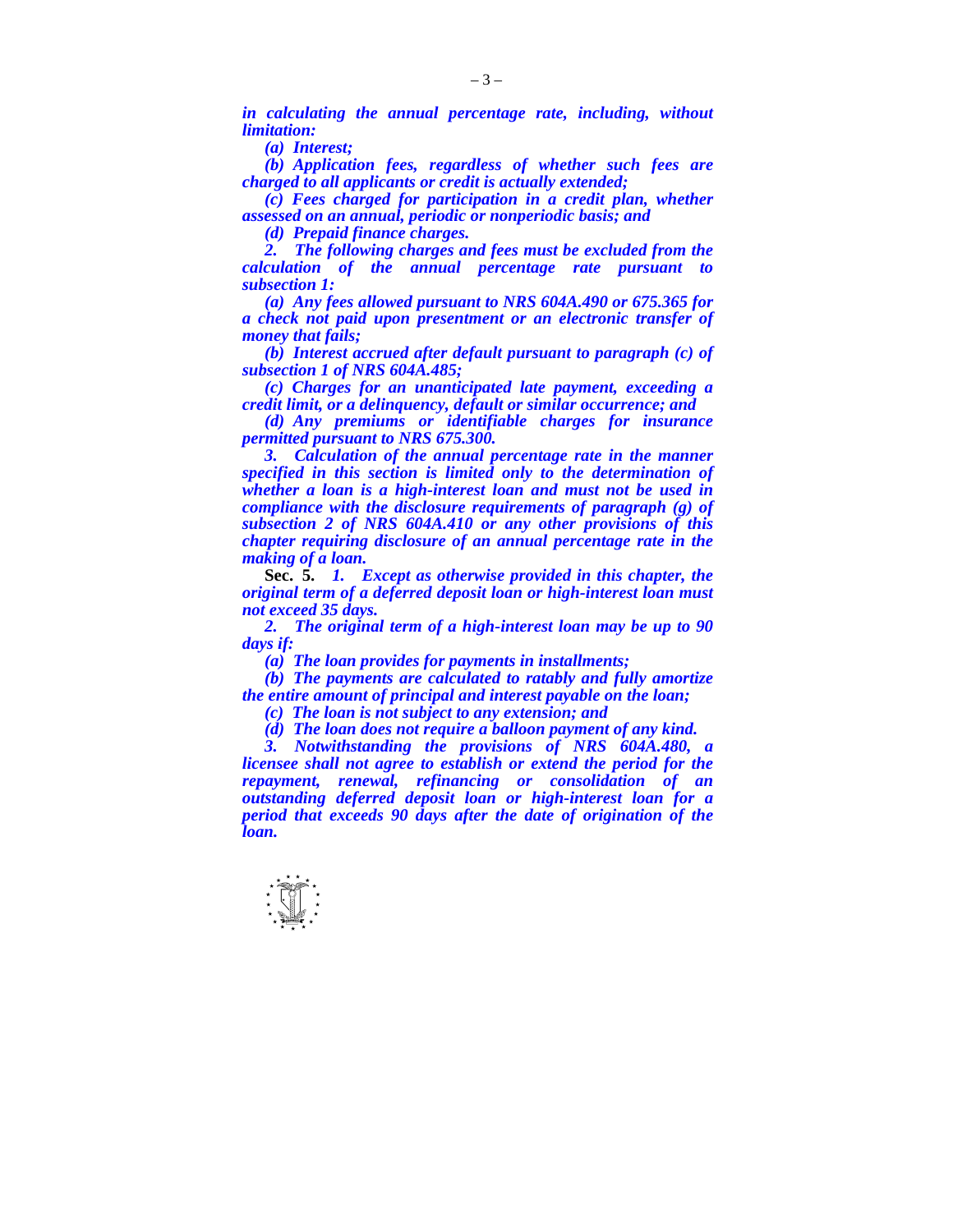***in calculating the annual percentage rate, including, without limitation:***

***(a) Interest;***

***(b) Application fees, regardless of whether such fees are charged to all applicants or credit is actually extended;***

***(c) Fees charged for participation in a credit plan, whether assessed on an annual, periodic or nonperiodic basis; and***

***(d) Prepaid finance charges.***

***2. The following charges and fees must be excluded from the calculation of the annual percentage rate pursuant to subsection 1:***

***(a) Any fees allowed pursuant to NRS 604A.490 or 675.365 for a check not paid upon presentment or an electronic transfer of money that fails;***

***(b) Interest accrued after default pursuant to paragraph (c) of subsection 1 of NRS 604A.485;***

***(c) Charges for an unanticipated late payment, exceeding a credit limit, or a delinquency, default or similar occurrence; and***

***(d) Any premiums or identifiable charges for insurance permitted pursuant to NRS 675.300.***

***3. Calculation of the annual percentage rate in the manner specified in this section is limited only to the determination of whether a loan is a high-interest loan and must not be used in compliance with the disclosure requirements of paragraph (g) of subsection 2 of NRS 604A.410 or any other provisions of this chapter requiring disclosure of an annual percentage rate in the making of a loan.***

**Sec. 5.** ***1. Except as otherwise provided in this chapter, the original term of a deferred deposit loan or high-interest loan must not exceed 35 days.***

***2. The original term of a high-interest loan may be up to 90 days if:***

***(a) The loan provides for payments in installments;***

***(b) The payments are calculated to ratably and fully amortize the entire amount of principal and interest payable on the loan;***

***(c) The loan is not subject to any extension; and***

***(d) The loan does not require a balloon payment of any kind.***

***3. Notwithstanding the provisions of NRS 604A.480, a licensee shall not agree to establish or extend the period for the repayment, renewal, refinancing or consolidation of an outstanding deferred deposit loan or high-interest loan for a period that exceeds 90 days after the date of origination of the loan.***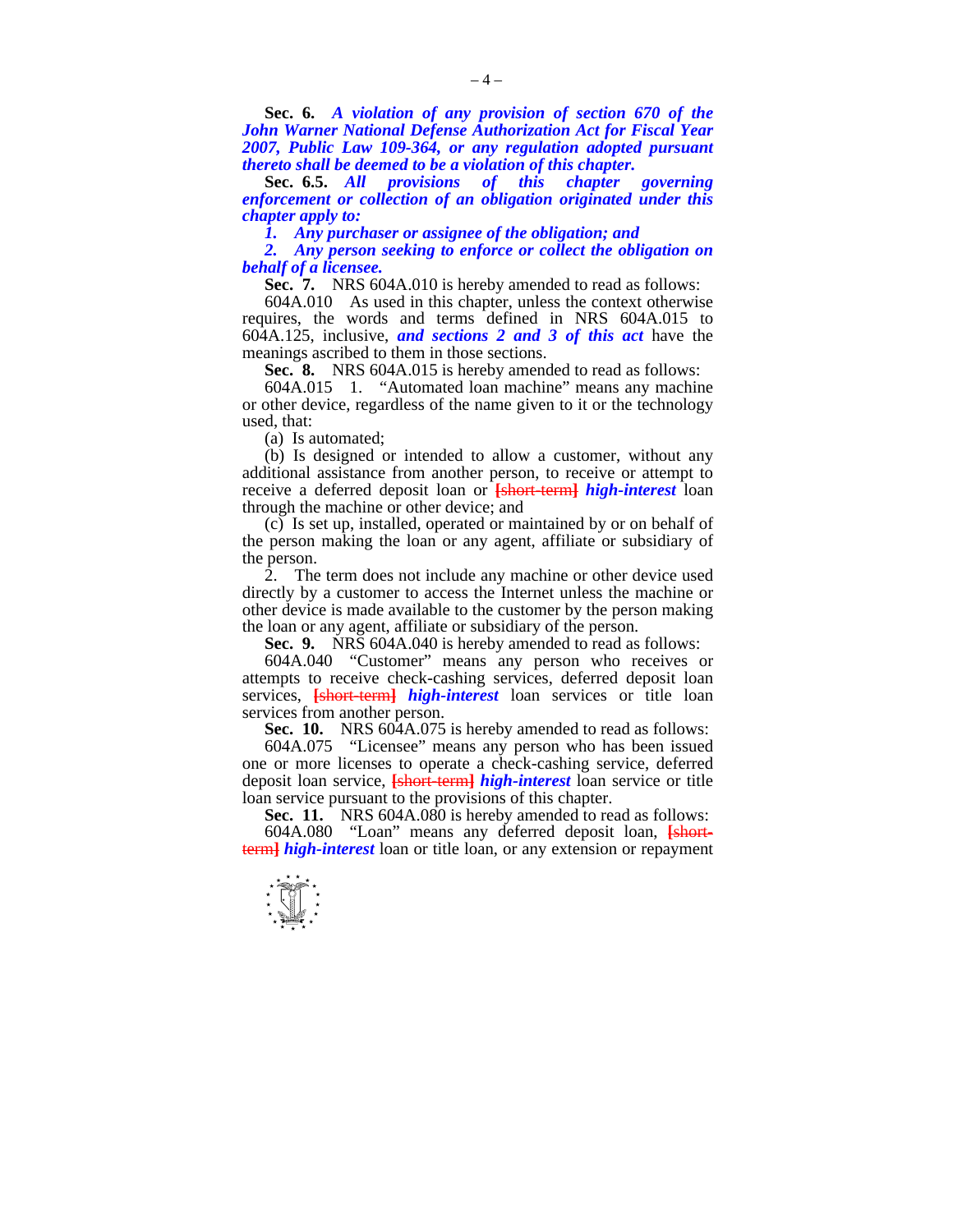**Sec. 6.** ***A violation of any provision of section 670 of the John Warner National Defense Authorization Act for Fiscal Year 2007, Public Law 109-364, or any regulation adopted pursuant thereto shall be deemed to be a violation of this chapter.***

**Sec. 6.5.** ***All provisions of this chapter governing enforcement or collection of an obligation originated under this chapter apply to:***

***1. Any purchaser or assignee of the obligation; and***

***2. Any person seeking to enforce or collect the obligation on behalf of a licensee.***

**Sec. 7.** NRS 604A.010 is hereby amended to read as follows:

604A.010 As used in this chapter, unless the context otherwise requires, the words and terms defined in NRS 604A.015 to 604A.125, inclusive, ***and sections 2 and 3 of this act*** have the meanings ascribed to them in those sections.

**Sec. 8.** NRS 604A.015 is hereby amended to read as follows:

604A.015 1. "Automated loan machine" means any machine or other device, regardless of the name given to it or the technology used, that:

(a) Is automated;

(b) Is designed or intended to allow a customer, without any additional assistance from another person, to receive or attempt to receive a deferred deposit loan or ~~[short-term]~~ ***high-interest*** loan through the machine or other device; and

(c) Is set up, installed, operated or maintained by or on behalf of the person making the loan or any agent, affiliate or subsidiary of the person.

2. The term does not include any machine or other device used directly by a customer to access the Internet unless the machine or other device is made available to the customer by the person making the loan or any agent, affiliate or subsidiary of the person.

**Sec. 9.** NRS 604A.040 is hereby amended to read as follows:

604A.040 "Customer" means any person who receives or attempts to receive check-cashing services, deferred deposit loan services, ~~[short-term]~~ ***high-interest*** loan services or title loan services from another person.

**Sec. 10.** NRS 604A.075 is hereby amended to read as follows:

604A.075 "Licensee" means any person who has been issued one or more licenses to operate a check-cashing service, deferred deposit loan service, ~~[short-term]~~ ***high-interest*** loan service or title loan service pursuant to the provisions of this chapter.

**Sec. 11.** NRS 604A.080 is hereby amended to read as follows:

604A.080 "Loan" means any deferred deposit loan, ~~[short-term]~~ ***high-interest*** loan or title loan, or any extension or repayment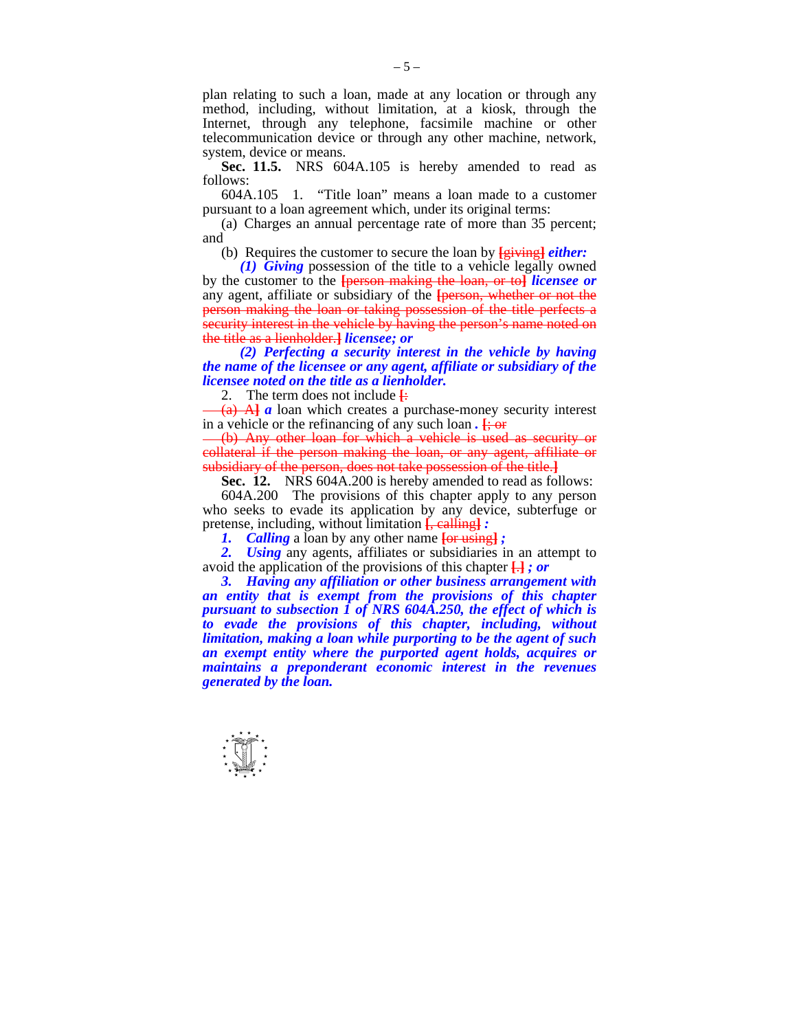plan relating to such a loan, made at any location or through any method, including, without limitation, at a kiosk, through the Internet, through any telephone, facsimile machine or other telecommunication device or through any other machine, network, system, device or means.

**Sec. 11.5.** NRS 604A.105 is hereby amended to read as follows:

604A.105 1. "Title loan" means a loan made to a customer pursuant to a loan agreement which, under its original terms:

(a) Charges an annual percentage rate of more than 35 percent; and

(b) Requires the customer to secure the loan by [giving] ***either:***

***(1) Giving*** possession of the title to a vehicle legally owned by the customer to the [person making the loan, or to] ***licensee or*** any agent, affiliate or subsidiary of the [person, whether or not the person making the loan or taking possession of the title perfects a security interest in the vehicle by having the person's name noted on the title as a lienholder.] ***licensee; or***

***(2) Perfecting a security interest in the vehicle by having the name of the licensee or any agent, affiliate or subsidiary of the licensee noted on the title as a lienholder.***

2. The term does not include [:

(a) A] ***a*** loan which creates a purchase-money security interest in a vehicle or the refinancing of any such loan ***.*** [; or

(b) Any other loan for which a vehicle is used as security or collateral if the person making the loan, or any agent, affiliate or subsidiary of the person, does not take possession of the title.]

**Sec. 12.** NRS 604A.200 is hereby amended to read as follows:

604A.200 The provisions of this chapter apply to any person who seeks to evade its application by any device, subterfuge or pretense, including, without limitation [, calling] ***:***

***1. Calling*** a loan by any other name [or using] ***;***

***2. Using*** any agents, affiliates or subsidiaries in an attempt to avoid the application of the provisions of this chapter [.] ***; or***

***3. Having any affiliation or other business arrangement with an entity that is exempt from the provisions of this chapter pursuant to subsection 1 of NRS 604A.250, the effect of which is to evade the provisions of this chapter, including, without limitation, making a loan while purporting to be the agent of such an exempt entity where the purported agent holds, acquires or maintains a preponderant economic interest in the revenues generated by the loan.***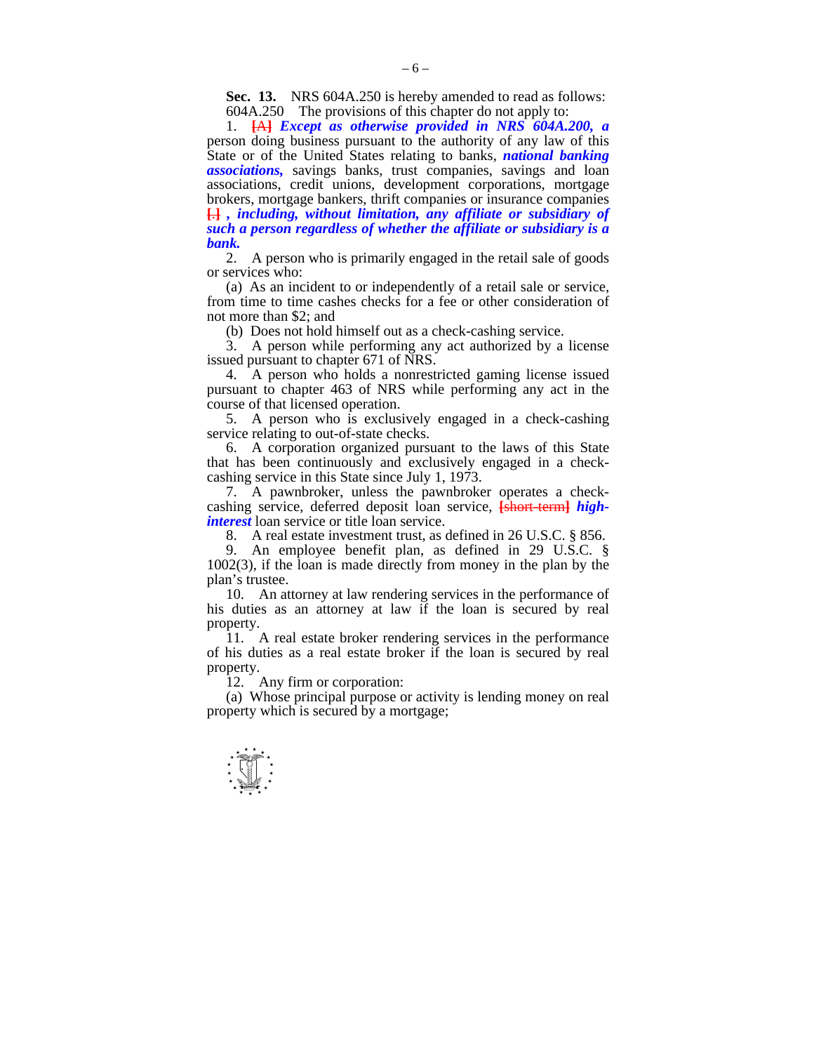**Sec. 13.** NRS 604A.250 is hereby amended to read as follows:

604A.250 The provisions of this chapter do not apply to:

1. ~~[A]~~ ***Except as otherwise provided in NRS 604A.200, a*** person doing business pursuant to the authority of any law of this State or of the United States relating to banks, ***national banking associations,*** savings banks, trust companies, savings and loan associations, credit unions, development corporations, mortgage brokers, mortgage bankers, thrift companies or insurance companies ~~[.]~~ ***, including, without limitation, any affiliate or subsidiary of such a person regardless of whether the affiliate or subsidiary is a bank.***

2. A person who is primarily engaged in the retail sale of goods or services who:

(a) As an incident to or independently of a retail sale or service, from time to time cashes checks for a fee or other consideration of not more than $2; and

(b) Does not hold himself out as a check-cashing service.

3. A person while performing any act authorized by a license issued pursuant to chapter 671 of NRS.

4. A person who holds a nonrestricted gaming license issued pursuant to chapter 463 of NRS while performing any act in the course of that licensed operation.

5. A person who is exclusively engaged in a check-cashing service relating to out-of-state checks.

6. A corporation organized pursuant to the laws of this State that has been continuously and exclusively engaged in a check-cashing service in this State since July 1, 1973.

7. A pawnbroker, unless the pawnbroker operates a check-cashing service, deferred deposit loan service, ~~[short-term]~~ ***high-interest*** loan service or title loan service.

8. A real estate investment trust, as defined in 26 U.S.C. § 856.

9. An employee benefit plan, as defined in 29 U.S.C. § 1002(3), if the loan is made directly from money in the plan by the plan's trustee.

10. An attorney at law rendering services in the performance of his duties as an attorney at law if the loan is secured by real property.

11. A real estate broker rendering services in the performance of his duties as a real estate broker if the loan is secured by real property.

12. Any firm or corporation:

(a) Whose principal purpose or activity is lending money on real property which is secured by a mortgage;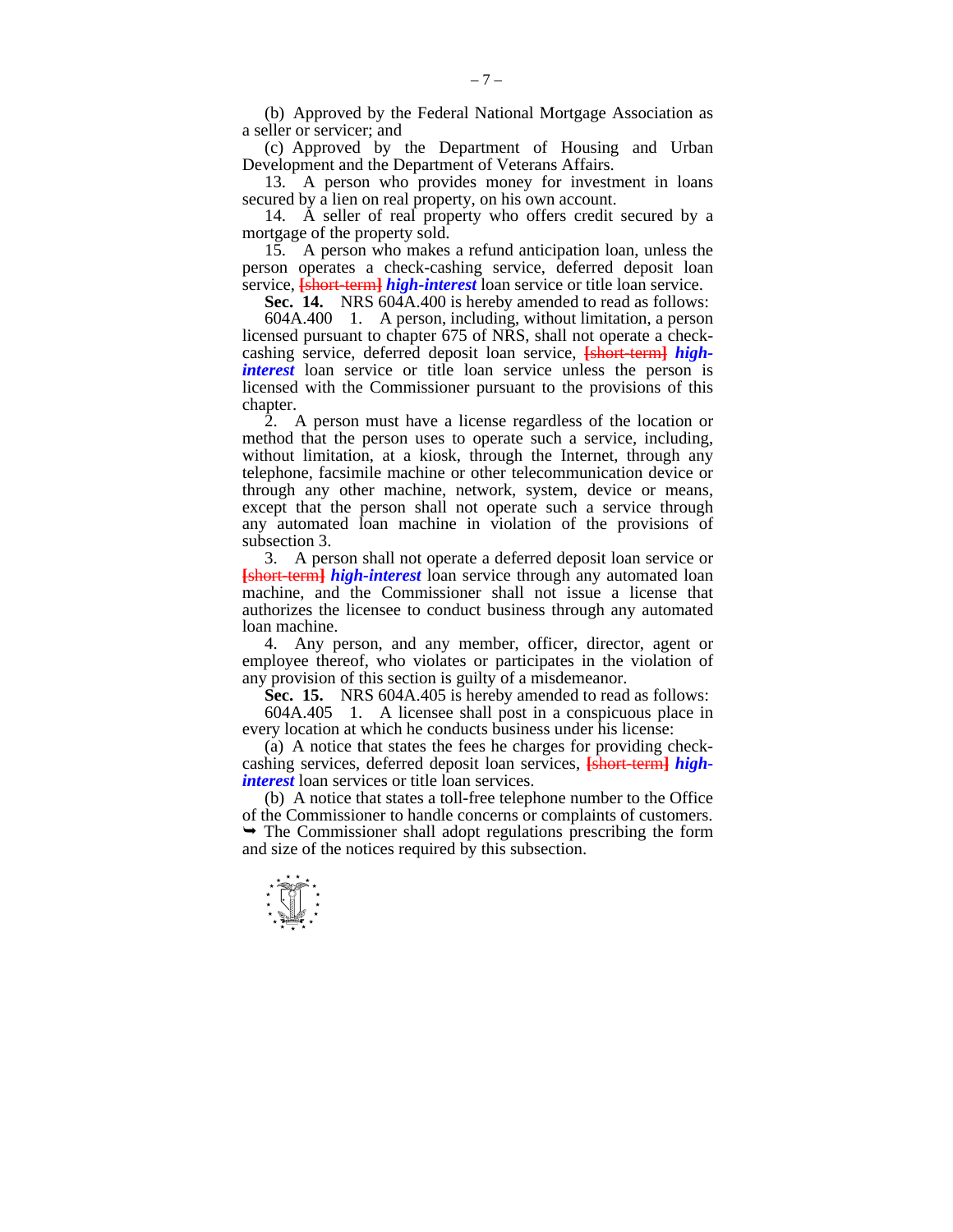(b) Approved by the Federal National Mortgage Association as a seller or servicer; and

(c) Approved by the Department of Housing and Urban Development and the Department of Veterans Affairs.

13. A person who provides money for investment in loans secured by a lien on real property, on his own account.

14. A seller of real property who offers credit secured by a mortgage of the property sold.

15. A person who makes a refund anticipation loan, unless the person operates a check-cashing service, deferred deposit loan service, [short-term] ***high-interest*** loan service or title loan service.

**Sec. 14.** NRS 604A.400 is hereby amended to read as follows:

604A.400 1. A person, including, without limitation, a person licensed pursuant to chapter 675 of NRS, shall not operate a check-cashing service, deferred deposit loan service, [short-term] ***high-interest*** loan service or title loan service unless the person is licensed with the Commissioner pursuant to the provisions of this chapter.

2. A person must have a license regardless of the location or method that the person uses to operate such a service, including, without limitation, at a kiosk, through the Internet, through any telephone, facsimile machine or other telecommunication device or through any other machine, network, system, device or means, except that the person shall not operate such a service through any automated loan machine in violation of the provisions of subsection 3.

3. A person shall not operate a deferred deposit loan service or [short-term] ***high-interest*** loan service through any automated loan machine, and the Commissioner shall not issue a license that authorizes the licensee to conduct business through any automated loan machine.

4. Any person, and any member, officer, director, agent or employee thereof, who violates or participates in the violation of any provision of this section is guilty of a misdemeanor.

**Sec. 15.** NRS 604A.405 is hereby amended to read as follows:

604A.405 1. A licensee shall post in a conspicuous place in every location at which he conducts business under his license:

(a) A notice that states the fees he charges for providing check-cashing services, deferred deposit loan services, [short-term] ***high-interest*** loan services or title loan services.

(b) A notice that states a toll-free telephone number to the Office of the Commissioner to handle concerns or complaints of customers.

➥ The Commissioner shall adopt regulations prescribing the form and size of the notices required by this subsection.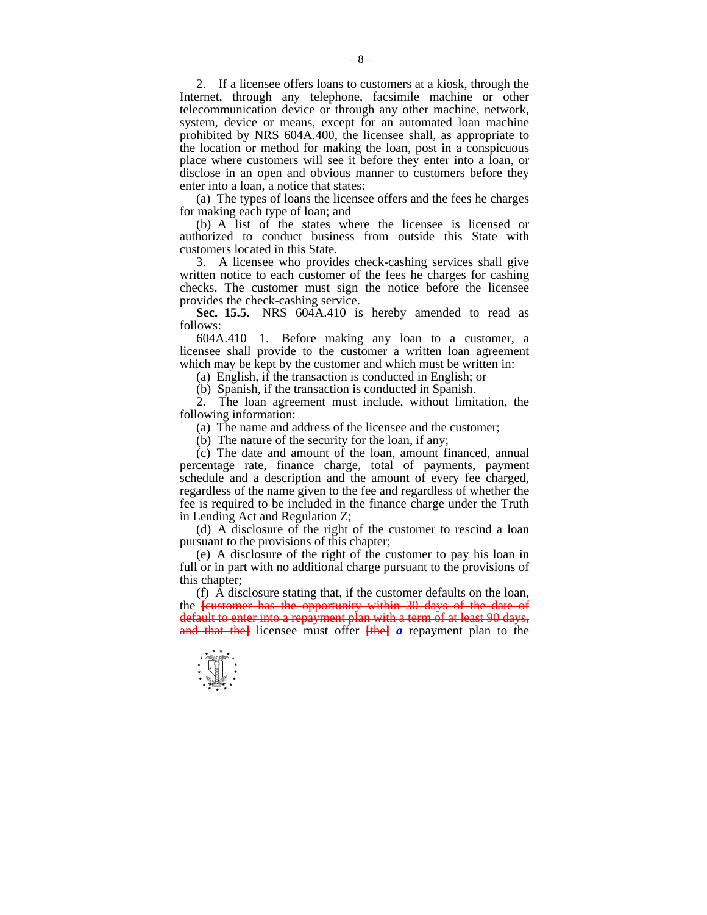2. If a licensee offers loans to customers at a kiosk, through the Internet, through any telephone, facsimile machine or other telecommunication device or through any other machine, network, system, device or means, except for an automated loan machine prohibited by NRS 604A.400, the licensee shall, as appropriate to the location or method for making the loan, post in a conspicuous place where customers will see it before they enter into a loan, or disclose in an open and obvious manner to customers before they enter into a loan, a notice that states:

(a) The types of loans the licensee offers and the fees he charges for making each type of loan; and

(b) A list of the states where the licensee is licensed or authorized to conduct business from outside this State with customers located in this State.

3. A licensee who provides check-cashing services shall give written notice to each customer of the fees he charges for cashing checks. The customer must sign the notice before the licensee provides the check-cashing service.

**Sec. 15.5.** NRS 604A.410 is hereby amended to read as follows:

604A.410 1. Before making any loan to a customer, a licensee shall provide to the customer a written loan agreement which may be kept by the customer and which must be written in:

(a) English, if the transaction is conducted in English; or

(b) Spanish, if the transaction is conducted in Spanish.

2. The loan agreement must include, without limitation, the following information:

(a) The name and address of the licensee and the customer;

(b) The nature of the security for the loan, if any;

(c) The date and amount of the loan, amount financed, annual percentage rate, finance charge, total of payments, payment schedule and a description and the amount of every fee charged, regardless of the name given to the fee and regardless of whether the fee is required to be included in the finance charge under the Truth in Lending Act and Regulation Z;

(d) A disclosure of the right of the customer to rescind a loan pursuant to the provisions of this chapter;

(e) A disclosure of the right of the customer to pay his loan in full or in part with no additional charge pursuant to the provisions of this chapter;

(f) A disclosure stating that, if the customer defaults on the loan, the ~~[customer has the opportunity within 30 days of the date of default to enter into a repayment plan with a term of at least 90 days, and that the]~~ licensee must offer ~~[the]~~ ***a*** repayment plan to the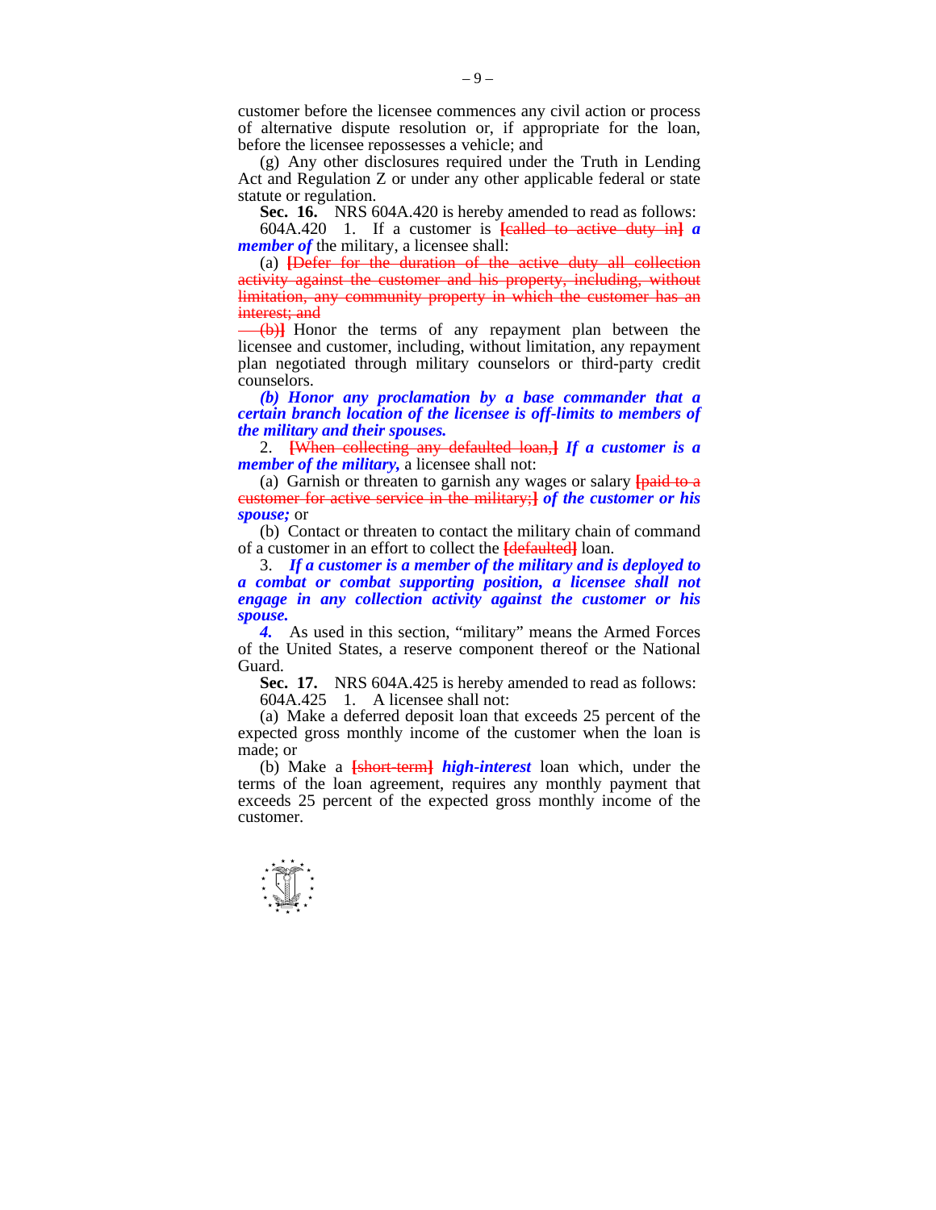customer before the licensee commences any civil action or process of alternative dispute resolution or, if appropriate for the loan, before the licensee repossesses a vehicle; and

(g) Any other disclosures required under the Truth in Lending Act and Regulation Z or under any other applicable federal or state statute or regulation.

**Sec. 16.** NRS 604A.420 is hereby amended to read as follows:

604A.420 1. If a customer is ~~[called to active duty in]~~ ***a member of*** the military, a licensee shall:

(a) ~~[Defer for the duration of the active duty all collection activity against the customer and his property, including, without limitation, any community property in which the customer has an interest; and~~

~~(b)]~~ Honor the terms of any repayment plan between the licensee and customer, including, without limitation, any repayment plan negotiated through military counselors or third-party credit counselors.

***(b) Honor any proclamation by a base commander that a certain branch location of the licensee is off-limits to members of the military and their spouses.***

2. ~~[When collecting any defaulted loan,]~~ ***If a customer is a member of the military,*** a licensee shall not:

(a) Garnish or threaten to garnish any wages or salary ~~[paid to a customer for active service in the military;]~~ ***of the customer or his spouse;*** or

(b) Contact or threaten to contact the military chain of command of a customer in an effort to collect the ~~[defaulted]~~ loan.

3. ***If a customer is a member of the military and is deployed to a combat or combat supporting position, a licensee shall not engage in any collection activity against the customer or his spouse.***

***4.*** As used in this section, "military" means the Armed Forces of the United States, a reserve component thereof or the National Guard.

**Sec. 17.** NRS 604A.425 is hereby amended to read as follows:

604A.425 1. A licensee shall not:

(a) Make a deferred deposit loan that exceeds 25 percent of the expected gross monthly income of the customer when the loan is made; or

(b) Make a ~~[short-term]~~ ***high-interest*** loan which, under the terms of the loan agreement, requires any monthly payment that exceeds 25 percent of the expected gross monthly income of the customer.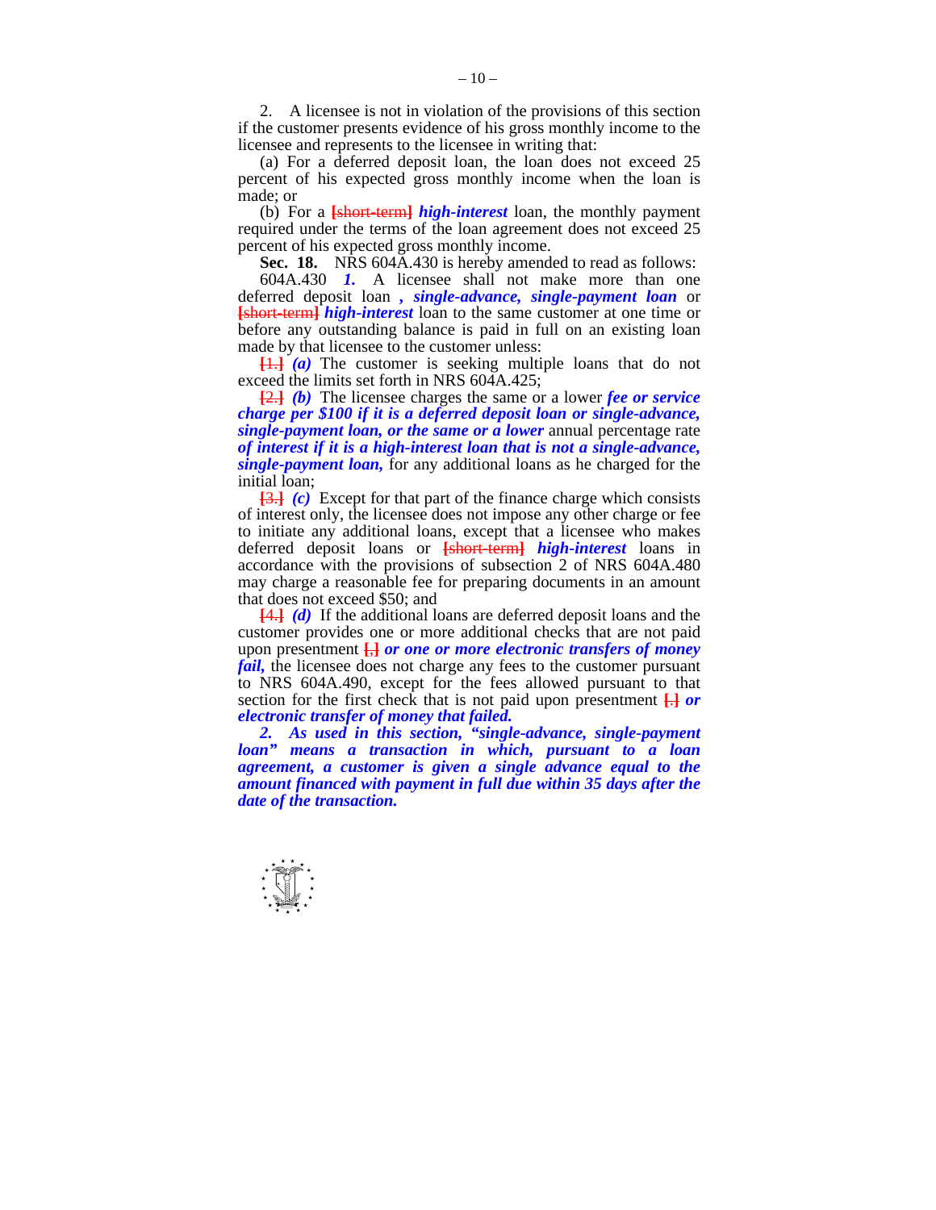2. A licensee is not in violation of the provisions of this section if the customer presents evidence of his gross monthly income to the licensee and represents to the licensee in writing that:

(a) For a deferred deposit loan, the loan does not exceed 25 percent of his expected gross monthly income when the loan is made; or

(b) For a [short-term] ***high-interest*** loan, the monthly payment required under the terms of the loan agreement does not exceed 25 percent of his expected gross monthly income.

**Sec. 18.** NRS 604A.430 is hereby amended to read as follows:

604A.430 ***1.*** A licensee shall not make more than one deferred deposit loan ***, single-advance, single-payment loan*** or [short-term] ***high-interest*** loan to the same customer at one time or before any outstanding balance is paid in full on an existing loan made by that licensee to the customer unless:

[1.] ***(a)*** The customer is seeking multiple loans that do not exceed the limits set forth in NRS 604A.425;

[2.] ***(b)*** The licensee charges the same or a lower ***fee or service charge per $100 if it is a deferred deposit loan or single-advance, single-payment loan, or the same or a lower*** annual percentage rate ***of interest if it is a high-interest loan that is not a single-advance, single-payment loan,*** for any additional loans as he charged for the initial loan;

[3.] ***(c)*** Except for that part of the finance charge which consists of interest only, the licensee does not impose any other charge or fee to initiate any additional loans, except that a licensee who makes deferred deposit loans or [short-term] ***high-interest*** loans in accordance with the provisions of subsection 2 of NRS 604A.480 may charge a reasonable fee for preparing documents in an amount that does not exceed $50; and

[4.] ***(d)*** If the additional loans are deferred deposit loans and the customer provides one or more additional checks that are not paid upon presentment [,] ***or one or more electronic transfers of money fail,*** the licensee does not charge any fees to the customer pursuant to NRS 604A.490, except for the fees allowed pursuant to that section for the first check that is not paid upon presentment [.] ***or electronic transfer of money that failed.***

***2. As used in this section, "single-advance, single-payment loan" means a transaction in which, pursuant to a loan agreement, a customer is given a single advance equal to the amount financed with payment in full due within 35 days after the date of the transaction.***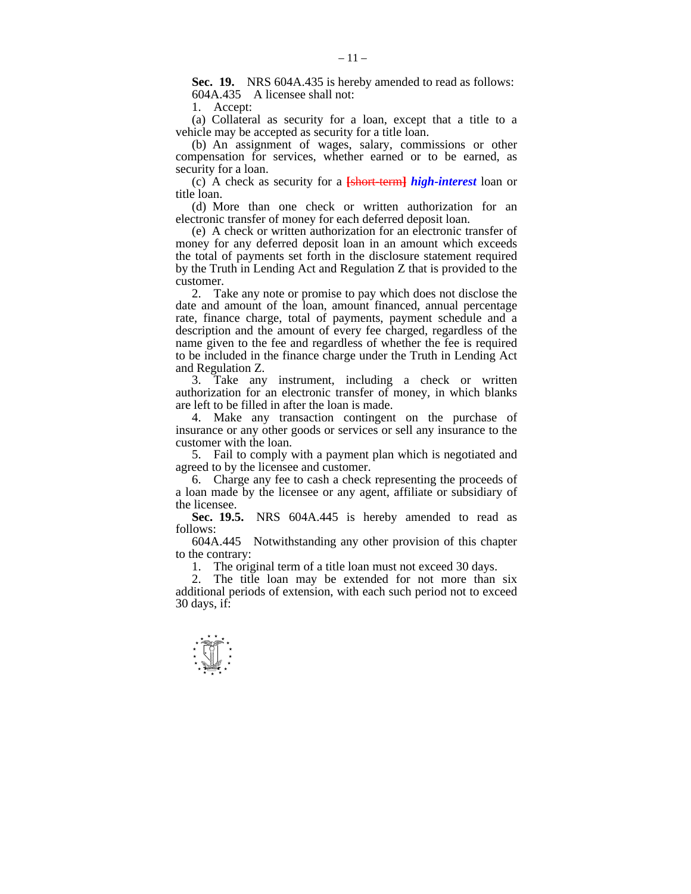**Sec. 19.** NRS 604A.435 is hereby amended to read as follows:

604A.435 A licensee shall not:

1. Accept:

(a) Collateral as security for a loan, except that a title to a vehicle may be accepted as security for a title loan.

(b) An assignment of wages, salary, commissions or other compensation for services, whether earned or to be earned, as security for a loan.

(c) A check as security for a ~~[short-term]~~ ***high-interest*** loan or title loan.

(d) More than one check or written authorization for an electronic transfer of money for each deferred deposit loan.

(e) A check or written authorization for an electronic transfer of money for any deferred deposit loan in an amount which exceeds the total of payments set forth in the disclosure statement required by the Truth in Lending Act and Regulation Z that is provided to the customer.

2. Take any note or promise to pay which does not disclose the date and amount of the loan, amount financed, annual percentage rate, finance charge, total of payments, payment schedule and a description and the amount of every fee charged, regardless of the name given to the fee and regardless of whether the fee is required to be included in the finance charge under the Truth in Lending Act and Regulation Z.

3. Take any instrument, including a check or written authorization for an electronic transfer of money, in which blanks are left to be filled in after the loan is made.

4. Make any transaction contingent on the purchase of insurance or any other goods or services or sell any insurance to the customer with the loan.

5. Fail to comply with a payment plan which is negotiated and agreed to by the licensee and customer.

6. Charge any fee to cash a check representing the proceeds of a loan made by the licensee or any agent, affiliate or subsidiary of the licensee.

**Sec. 19.5.** NRS 604A.445 is hereby amended to read as follows:

604A.445 Notwithstanding any other provision of this chapter to the contrary:

1. The original term of a title loan must not exceed 30 days.

2. The title loan may be extended for not more than six additional periods of extension, with each such period not to exceed 30 days, if: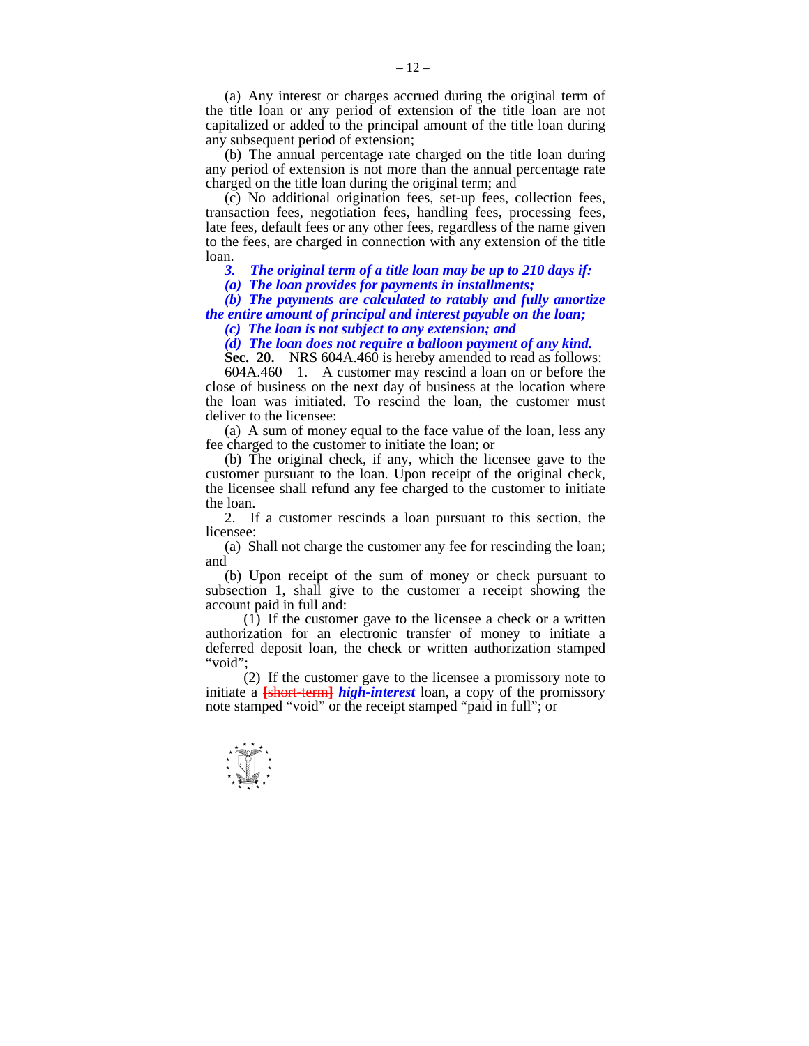(a) Any interest or charges accrued during the original term of the title loan or any period of extension of the title loan are not capitalized or added to the principal amount of the title loan during any subsequent period of extension;

(b) The annual percentage rate charged on the title loan during any period of extension is not more than the annual percentage rate charged on the title loan during the original term; and

(c) No additional origination fees, set-up fees, collection fees, transaction fees, negotiation fees, handling fees, processing fees, late fees, default fees or any other fees, regardless of the name given to the fees, are charged in connection with any extension of the title loan.

***3. The original term of a title loan may be up to 210 days if:***

***(a) The loan provides for payments in installments;***

***(b) The payments are calculated to ratably and fully amortize the entire amount of principal and interest payable on the loan;***

***(c) The loan is not subject to any extension; and***

***(d) The loan does not require a balloon payment of any kind.***

**Sec. 20.** NRS 604A.460 is hereby amended to read as follows:

604A.460 1. A customer may rescind a loan on or before the close of business on the next day of business at the location where the loan was initiated. To rescind the loan, the customer must deliver to the licensee:

(a) A sum of money equal to the face value of the loan, less any fee charged to the customer to initiate the loan; or

(b) The original check, if any, which the licensee gave to the customer pursuant to the loan. Upon receipt of the original check, the licensee shall refund any fee charged to the customer to initiate the loan.

2. If a customer rescinds a loan pursuant to this section, the licensee:

(a) Shall not charge the customer any fee for rescinding the loan; and

(b) Upon receipt of the sum of money or check pursuant to subsection 1, shall give to the customer a receipt showing the account paid in full and:

(1) If the customer gave to the licensee a check or a written authorization for an electronic transfer of money to initiate a deferred deposit loan, the check or written authorization stamped "void";

(2) If the customer gave to the licensee a promissory note to initiate a ~~[short-term]~~ ***high-interest*** loan, a copy of the promissory note stamped "void" or the receipt stamped "paid in full"; or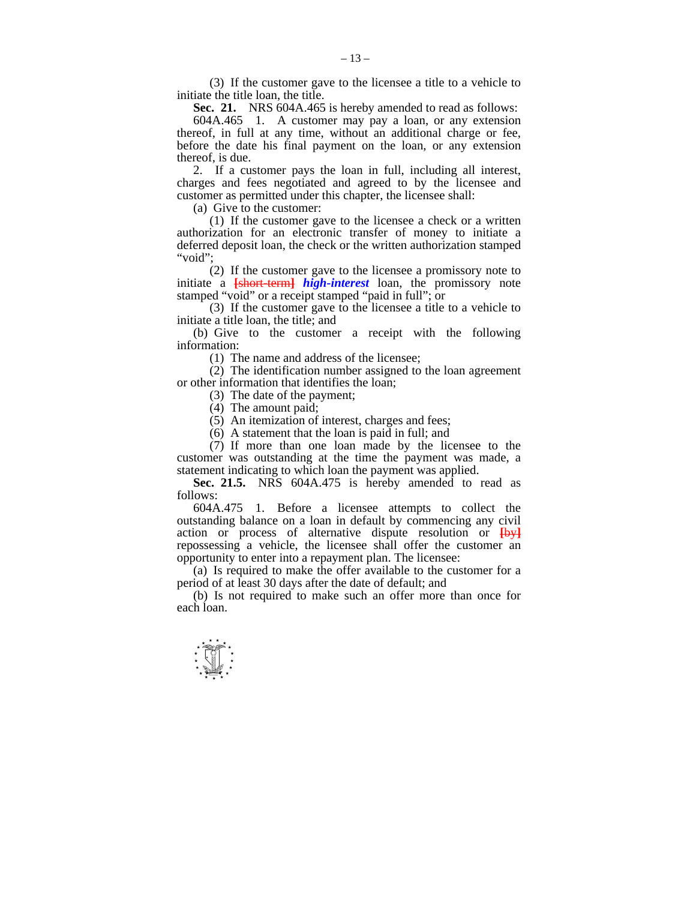(3) If the customer gave to the licensee a title to a vehicle to initiate the title loan, the title.

**Sec. 21.** NRS 604A.465 is hereby amended to read as follows:

604A.465 1. A customer may pay a loan, or any extension thereof, in full at any time, without an additional charge or fee, before the date his final payment on the loan, or any extension thereof, is due.

2. If a customer pays the loan in full, including all interest, charges and fees negotiated and agreed to by the licensee and customer as permitted under this chapter, the licensee shall:

(a) Give to the customer:

(1) If the customer gave to the licensee a check or a written authorization for an electronic transfer of money to initiate a deferred deposit loan, the check or the written authorization stamped "void";

(2) If the customer gave to the licensee a promissory note to initiate a [short-term] ***high-interest*** loan, the promissory note stamped "void" or a receipt stamped "paid in full"; or

(3) If the customer gave to the licensee a title to a vehicle to initiate a title loan, the title; and

(b) Give to the customer a receipt with the following information:

(1) The name and address of the licensee;

(2) The identification number assigned to the loan agreement or other information that identifies the loan;

(3) The date of the payment;

(4) The amount paid;

(5) An itemization of interest, charges and fees;

(6) A statement that the loan is paid in full; and

(7) If more than one loan made by the licensee to the customer was outstanding at the time the payment was made, a statement indicating to which loan the payment was applied.

**Sec. 21.5.** NRS 604A.475 is hereby amended to read as follows:

604A.475 1. Before a licensee attempts to collect the outstanding balance on a loan in default by commencing any civil action or process of alternative dispute resolution or [by] repossessing a vehicle, the licensee shall offer the customer an opportunity to enter into a repayment plan. The licensee:

(a) Is required to make the offer available to the customer for a period of at least 30 days after the date of default; and

(b) Is not required to make such an offer more than once for each loan.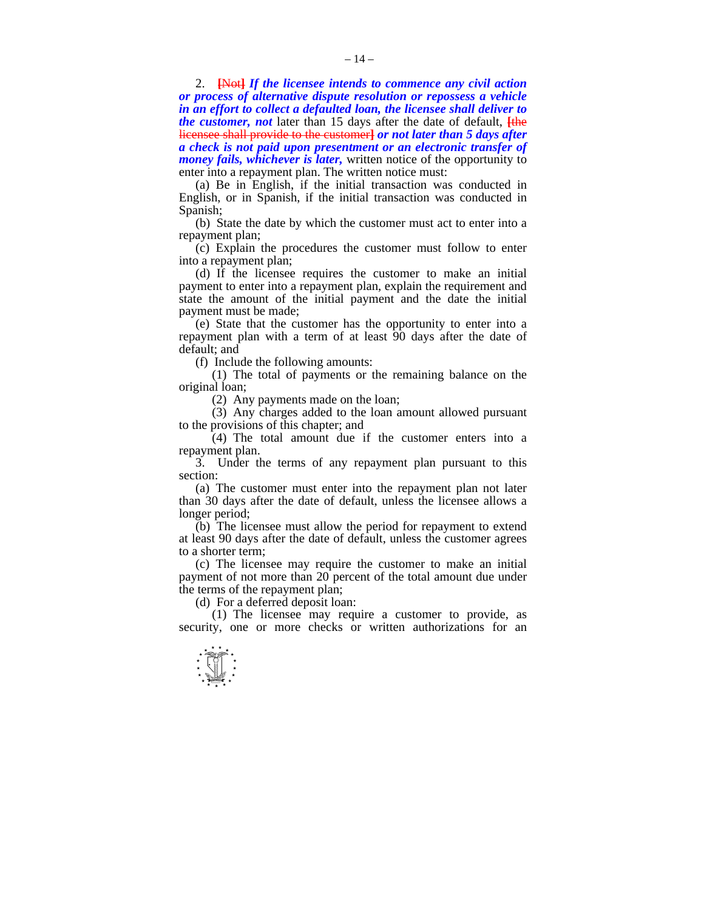2. ~~[Not]~~ ***If the licensee intends to commence any civil action or process of alternative dispute resolution or repossess a vehicle in an effort to collect a defaulted loan, the licensee shall deliver to the customer, not*** later than 15 days after the date of default, ~~[the licensee shall provide to the customer]~~ ***or not later than 5 days after a check is not paid upon presentment or an electronic transfer of money fails, whichever is later,*** written notice of the opportunity to enter into a repayment plan. The written notice must:

(a) Be in English, if the initial transaction was conducted in English, or in Spanish, if the initial transaction was conducted in Spanish;

(b) State the date by which the customer must act to enter into a repayment plan;

(c) Explain the procedures the customer must follow to enter into a repayment plan;

(d) If the licensee requires the customer to make an initial payment to enter into a repayment plan, explain the requirement and state the amount of the initial payment and the date the initial payment must be made;

(e) State that the customer has the opportunity to enter into a repayment plan with a term of at least 90 days after the date of default; and

(f) Include the following amounts:

(1) The total of payments or the remaining balance on the original loan;

(2) Any payments made on the loan;

(3) Any charges added to the loan amount allowed pursuant to the provisions of this chapter; and

(4) The total amount due if the customer enters into a repayment plan.

3. Under the terms of any repayment plan pursuant to this section:

(a) The customer must enter into the repayment plan not later than 30 days after the date of default, unless the licensee allows a longer period;

(b) The licensee must allow the period for repayment to extend at least 90 days after the date of default, unless the customer agrees to a shorter term;

(c) The licensee may require the customer to make an initial payment of not more than 20 percent of the total amount due under the terms of the repayment plan;

(d) For a deferred deposit loan:

(1) The licensee may require a customer to provide, as security, one or more checks or written authorizations for an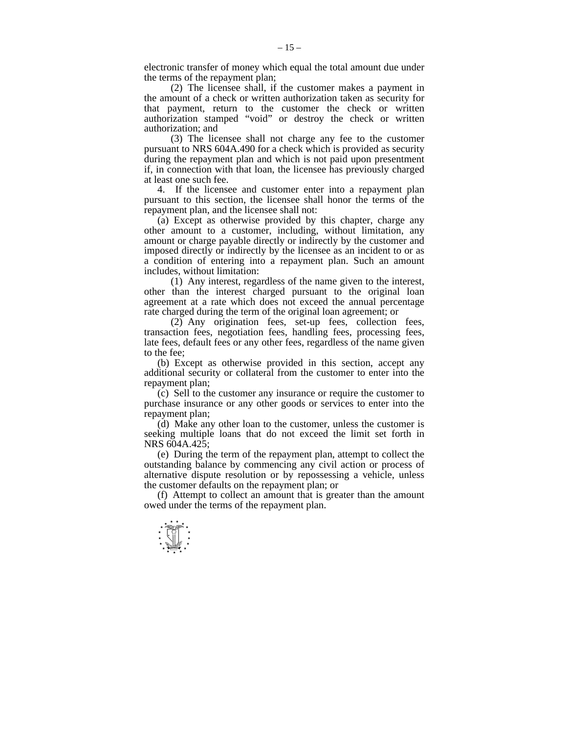electronic transfer of money which equal the total amount due under the terms of the repayment plan;

(2) The licensee shall, if the customer makes a payment in the amount of a check or written authorization taken as security for that payment, return to the customer the check or written authorization stamped "void" or destroy the check or written authorization; and

(3) The licensee shall not charge any fee to the customer pursuant to NRS 604A.490 for a check which is provided as security during the repayment plan and which is not paid upon presentment if, in connection with that loan, the licensee has previously charged at least one such fee.

4. If the licensee and customer enter into a repayment plan pursuant to this section, the licensee shall honor the terms of the repayment plan, and the licensee shall not:

(a) Except as otherwise provided by this chapter, charge any other amount to a customer, including, without limitation, any amount or charge payable directly or indirectly by the customer and imposed directly or indirectly by the licensee as an incident to or as a condition of entering into a repayment plan. Such an amount includes, without limitation:

(1) Any interest, regardless of the name given to the interest, other than the interest charged pursuant to the original loan agreement at a rate which does not exceed the annual percentage rate charged during the term of the original loan agreement; or

(2) Any origination fees, set-up fees, collection fees, transaction fees, negotiation fees, handling fees, processing fees, late fees, default fees or any other fees, regardless of the name given to the fee;

(b) Except as otherwise provided in this section, accept any additional security or collateral from the customer to enter into the repayment plan;

(c) Sell to the customer any insurance or require the customer to purchase insurance or any other goods or services to enter into the repayment plan;

(d) Make any other loan to the customer, unless the customer is seeking multiple loans that do not exceed the limit set forth in NRS 604A.425;

(e) During the term of the repayment plan, attempt to collect the outstanding balance by commencing any civil action or process of alternative dispute resolution or by repossessing a vehicle, unless the customer defaults on the repayment plan; or

(f) Attempt to collect an amount that is greater than the amount owed under the terms of the repayment plan.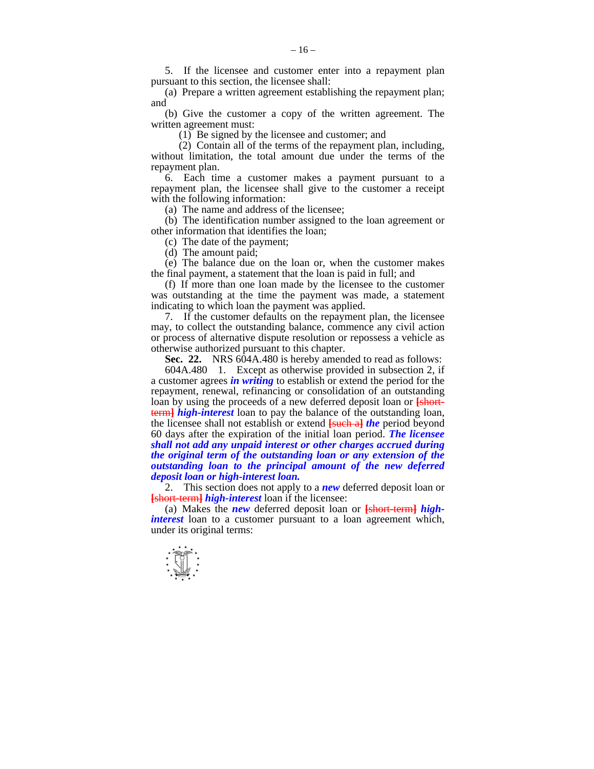5. If the licensee and customer enter into a repayment plan pursuant to this section, the licensee shall:

(a) Prepare a written agreement establishing the repayment plan; and

(b) Give the customer a copy of the written agreement. The written agreement must:

(1) Be signed by the licensee and customer; and

(2) Contain all of the terms of the repayment plan, including, without limitation, the total amount due under the terms of the repayment plan.

6. Each time a customer makes a payment pursuant to a repayment plan, the licensee shall give to the customer a receipt with the following information:

(a) The name and address of the licensee;

(b) The identification number assigned to the loan agreement or other information that identifies the loan;

(c) The date of the payment;

(d) The amount paid;

(e) The balance due on the loan or, when the customer makes the final payment, a statement that the loan is paid in full; and

(f) If more than one loan made by the licensee to the customer was outstanding at the time the payment was made, a statement indicating to which loan the payment was applied.

7. If the customer defaults on the repayment plan, the licensee may, to collect the outstanding balance, commence any civil action or process of alternative dispute resolution or repossess a vehicle as otherwise authorized pursuant to this chapter.

**Sec. 22.** NRS 604A.480 is hereby amended to read as follows:

604A.480 1. Except as otherwise provided in subsection 2, if a customer agrees ***in writing*** to establish or extend the period for the repayment, renewal, refinancing or consolidation of an outstanding loan by using the proceeds of a new deferred deposit loan or [short-term] ***high-interest*** loan to pay the balance of the outstanding loan, the licensee shall not establish or extend [such a] ***the*** period beyond 60 days after the expiration of the initial loan period. ***The licensee shall not add any unpaid interest or other charges accrued during the original term of the outstanding loan or any extension of the outstanding loan to the principal amount of the new deferred deposit loan or high-interest loan.***

2. This section does not apply to a ***new*** deferred deposit loan or [short-term] ***high-interest*** loan if the licensee:

(a) Makes the ***new*** deferred deposit loan or [short-term] ***high-interest*** loan to a customer pursuant to a loan agreement which, under its original terms: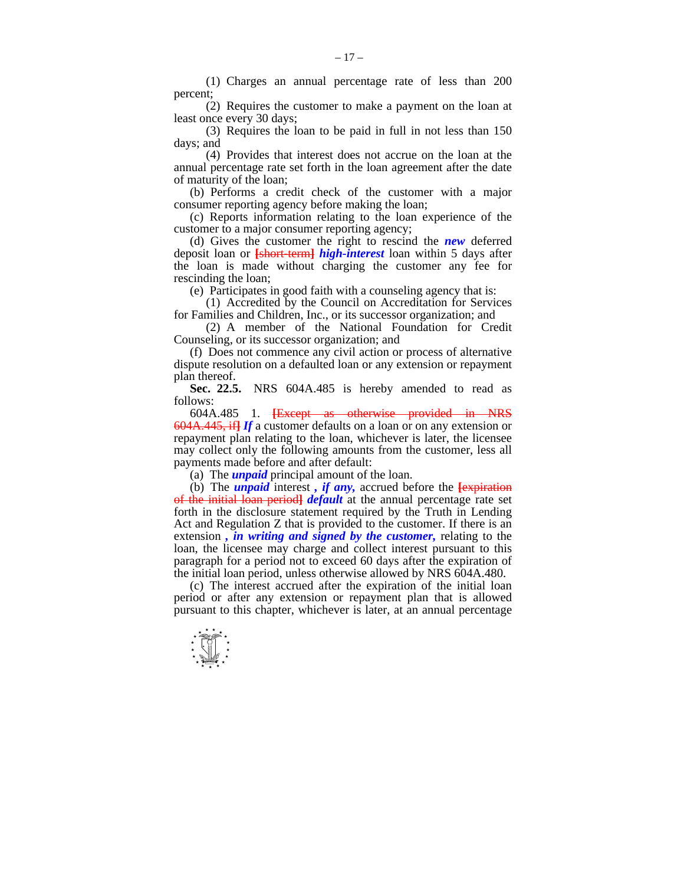(1) Charges an annual percentage rate of less than 200 percent;

(2) Requires the customer to make a payment on the loan at least once every 30 days;

(3) Requires the loan to be paid in full in not less than 150 days; and

(4) Provides that interest does not accrue on the loan at the annual percentage rate set forth in the loan agreement after the date of maturity of the loan;

(b) Performs a credit check of the customer with a major consumer reporting agency before making the loan;

(c) Reports information relating to the loan experience of the customer to a major consumer reporting agency;

(d) Gives the customer the right to rescind the ***new*** deferred deposit loan or ~~[short-term]~~ ***high-interest*** loan within 5 days after the loan is made without charging the customer any fee for rescinding the loan;

(e) Participates in good faith with a counseling agency that is:

(1) Accredited by the Council on Accreditation for Services for Families and Children, Inc., or its successor organization; and

(2) A member of the National Foundation for Credit Counseling, or its successor organization; and

(f) Does not commence any civil action or process of alternative dispute resolution on a defaulted loan or any extension or repayment plan thereof.

**Sec. 22.5.** NRS 604A.485 is hereby amended to read as follows:

604A.485 1. ~~[Except as otherwise provided in NRS 604A.445, if]~~ ***If*** a customer defaults on a loan or on any extension or repayment plan relating to the loan, whichever is later, the licensee may collect only the following amounts from the customer, less all payments made before and after default:

(a) The ***unpaid*** principal amount of the loan.

(b) The ***unpaid*** interest ***, if any,*** accrued before the ~~[expiration of the initial loan period]~~ ***default*** at the annual percentage rate set forth in the disclosure statement required by the Truth in Lending Act and Regulation Z that is provided to the customer. If there is an extension ***, in writing and signed by the customer,*** relating to the loan, the licensee may charge and collect interest pursuant to this paragraph for a period not to exceed 60 days after the expiration of the initial loan period, unless otherwise allowed by NRS 604A.480.

(c) The interest accrued after the expiration of the initial loan period or after any extension or repayment plan that is allowed pursuant to this chapter, whichever is later, at an annual percentage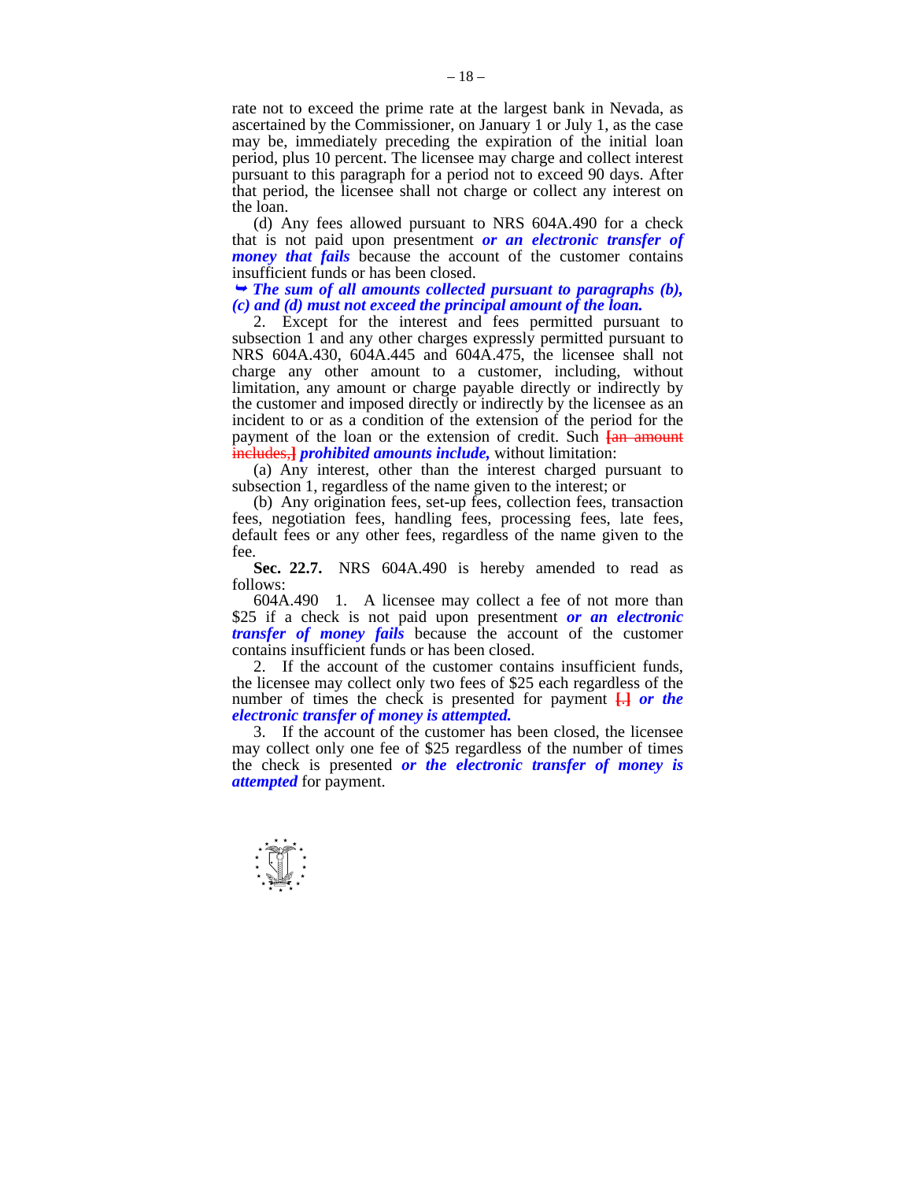rate not to exceed the prime rate at the largest bank in Nevada, as ascertained by the Commissioner, on January 1 or July 1, as the case may be, immediately preceding the expiration of the initial loan period, plus 10 percent. The licensee may charge and collect interest pursuant to this paragraph for a period not to exceed 90 days. After that period, the licensee shall not charge or collect any interest on the loan.

(d) Any fees allowed pursuant to NRS 604A.490 for a check that is not paid upon presentment ***or an electronic transfer of money that fails*** because the account of the customer contains insufficient funds or has been closed.

➥ ***The sum of all amounts collected pursuant to paragraphs (b), (c) and (d) must not exceed the principal amount of the loan.***

2. Except for the interest and fees permitted pursuant to subsection 1 and any other charges expressly permitted pursuant to NRS 604A.430, 604A.445 and 604A.475, the licensee shall not charge any other amount to a customer, including, without limitation, any amount or charge payable directly or indirectly by the customer and imposed directly or indirectly by the licensee as an incident to or as a condition of the extension of the period for the payment of the loan or the extension of credit. Such **[~~an amount includes,~~]** ***prohibited amounts include,*** without limitation:

(a) Any interest, other than the interest charged pursuant to subsection 1, regardless of the name given to the interest; or

(b) Any origination fees, set-up fees, collection fees, transaction fees, negotiation fees, handling fees, processing fees, late fees, default fees or any other fees, regardless of the name given to the fee.

**Sec. 22.7.** NRS 604A.490 is hereby amended to read as follows:

604A.490 1. A licensee may collect a fee of not more than $25 if a check is not paid upon presentment ***or an electronic transfer of money fails*** because the account of the customer contains insufficient funds or has been closed.

2. If the account of the customer contains insufficient funds, the licensee may collect only two fees of $25 each regardless of the number of times the check is presented for payment **[~~.~~]** ***or the electronic transfer of money is attempted.***

3. If the account of the customer has been closed, the licensee may collect only one fee of $25 regardless of the number of times the check is presented ***or the electronic transfer of money is attempted*** for payment.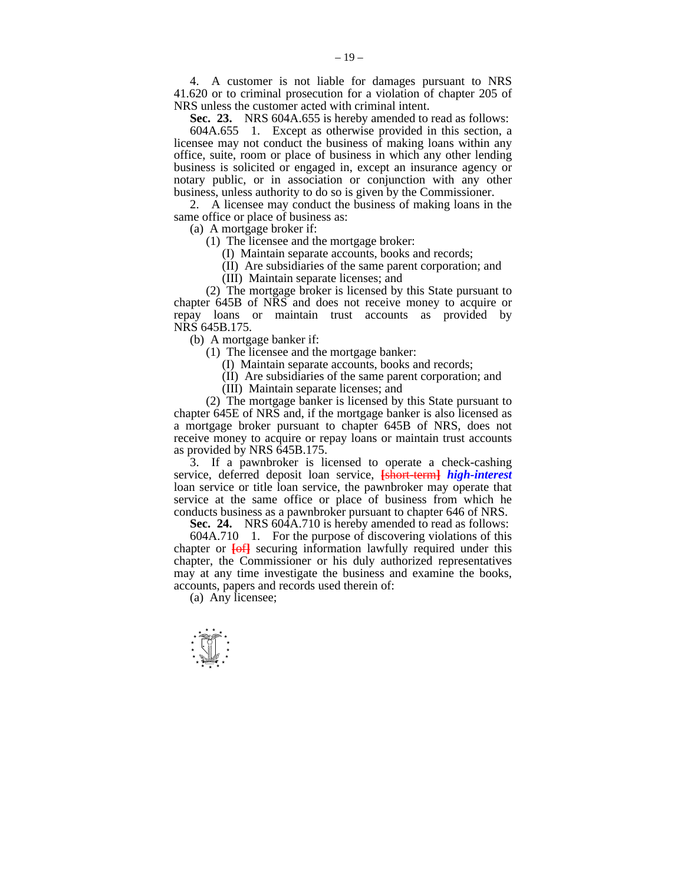4. A customer is not liable for damages pursuant to NRS 41.620 or to criminal prosecution for a violation of chapter 205 of NRS unless the customer acted with criminal intent.

**Sec. 23.** NRS 604A.655 is hereby amended to read as follows:

604A.655 1. Except as otherwise provided in this section, a licensee may not conduct the business of making loans within any office, suite, room or place of business in which any other lending business is solicited or engaged in, except an insurance agency or notary public, or in association or conjunction with any other business, unless authority to do so is given by the Commissioner.

2. A licensee may conduct the business of making loans in the same office or place of business as:

(a) A mortgage broker if:

(1) The licensee and the mortgage broker:

(I) Maintain separate accounts, books and records;

(II) Are subsidiaries of the same parent corporation; and

(III) Maintain separate licenses; and

(2) The mortgage broker is licensed by this State pursuant to chapter 645B of NRS and does not receive money to acquire or repay loans or maintain trust accounts as provided by NRS 645B.175.

(b) A mortgage banker if:

(1) The licensee and the mortgage banker:

(I) Maintain separate accounts, books and records;

(II) Are subsidiaries of the same parent corporation; and

(III) Maintain separate licenses; and

(2) The mortgage banker is licensed by this State pursuant to chapter 645E of NRS and, if the mortgage banker is also licensed as a mortgage broker pursuant to chapter 645B of NRS, does not receive money to acquire or repay loans or maintain trust accounts as provided by NRS 645B.175.

3. If a pawnbroker is licensed to operate a check-cashing service, deferred deposit loan service, ~~[short-term]~~ ***high-interest*** loan service or title loan service, the pawnbroker may operate that service at the same office or place of business from which he conducts business as a pawnbroker pursuant to chapter 646 of NRS.

**Sec. 24.** NRS 604A.710 is hereby amended to read as follows:

604A.710 1. For the purpose of discovering violations of this chapter or ~~[of]~~ securing information lawfully required under this chapter, the Commissioner or his duly authorized representatives may at any time investigate the business and examine the books, accounts, papers and records used therein of:

(a) Any licensee;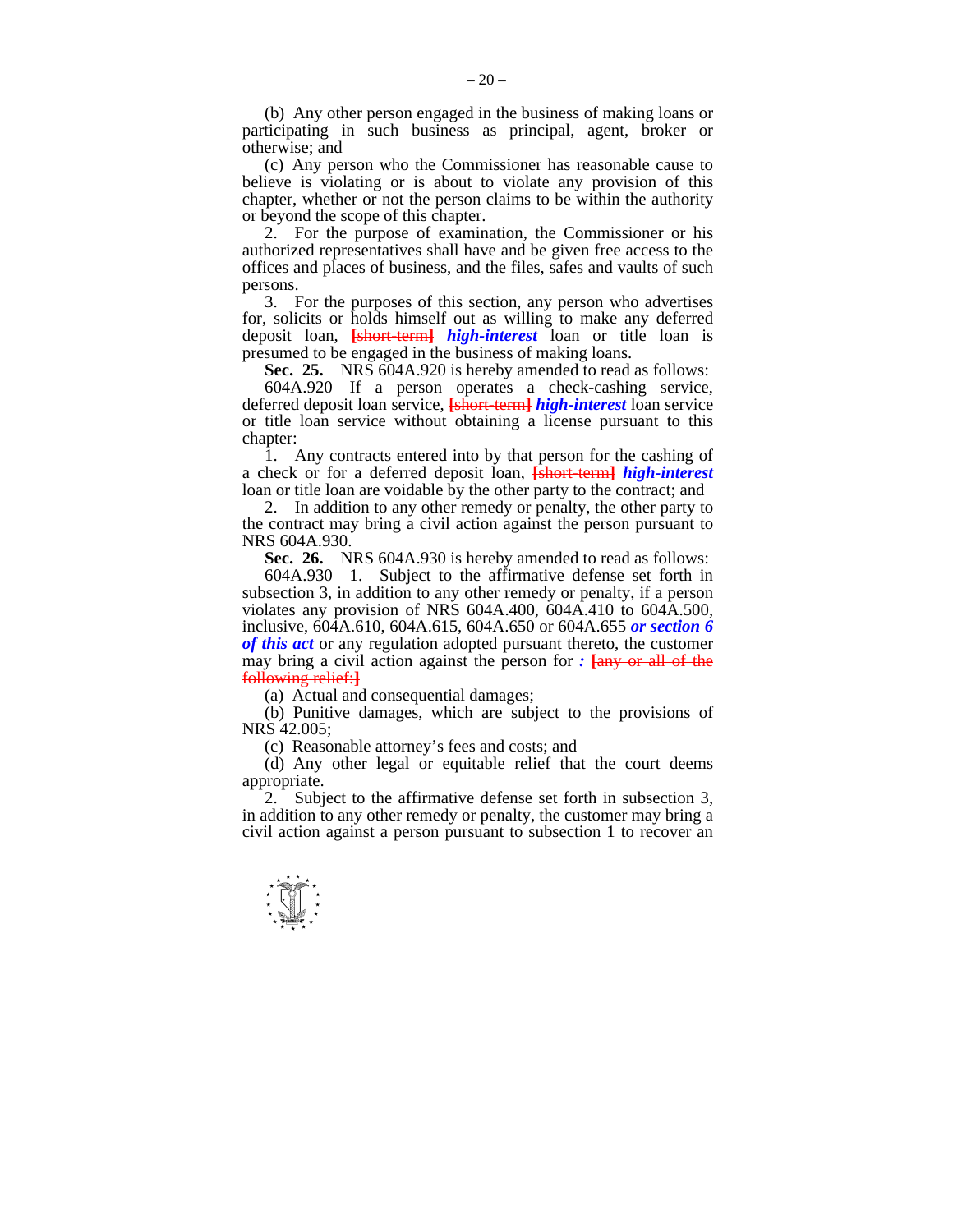(b) Any other person engaged in the business of making loans or participating in such business as principal, agent, broker or otherwise; and

(c) Any person who the Commissioner has reasonable cause to believe is violating or is about to violate any provision of this chapter, whether or not the person claims to be within the authority or beyond the scope of this chapter.

2. For the purpose of examination, the Commissioner or his authorized representatives shall have and be given free access to the offices and places of business, and the files, safes and vaults of such persons.

3. For the purposes of this section, any person who advertises for, solicits or holds himself out as willing to make any deferred deposit loan, [short-term] ***high-interest*** loan or title loan is presumed to be engaged in the business of making loans.

**Sec. 25.** NRS 604A.920 is hereby amended to read as follows:

604A.920 If a person operates a check-cashing service, deferred deposit loan service, [short-term] ***high-interest*** loan service or title loan service without obtaining a license pursuant to this chapter:

1. Any contracts entered into by that person for the cashing of a check or for a deferred deposit loan, [short-term] ***high-interest*** loan or title loan are voidable by the other party to the contract; and

2. In addition to any other remedy or penalty, the other party to the contract may bring a civil action against the person pursuant to NRS 604A.930.

**Sec. 26.** NRS 604A.930 is hereby amended to read as follows:

604A.930 1. Subject to the affirmative defense set forth in subsection 3, in addition to any other remedy or penalty, if a person violates any provision of NRS 604A.400, 604A.410 to 604A.500, inclusive, 604A.610, 604A.615, 604A.650 or 604A.655 ***or section 6 of this act*** or any regulation adopted pursuant thereto, the customer may bring a civil action against the person for ***:*** [any or all of the following relief:]

(a) Actual and consequential damages;

(b) Punitive damages, which are subject to the provisions of NRS 42.005;

(c) Reasonable attorney's fees and costs; and

(d) Any other legal or equitable relief that the court deems appropriate.

2. Subject to the affirmative defense set forth in subsection 3, in addition to any other remedy or penalty, the customer may bring a civil action against a person pursuant to subsection 1 to recover an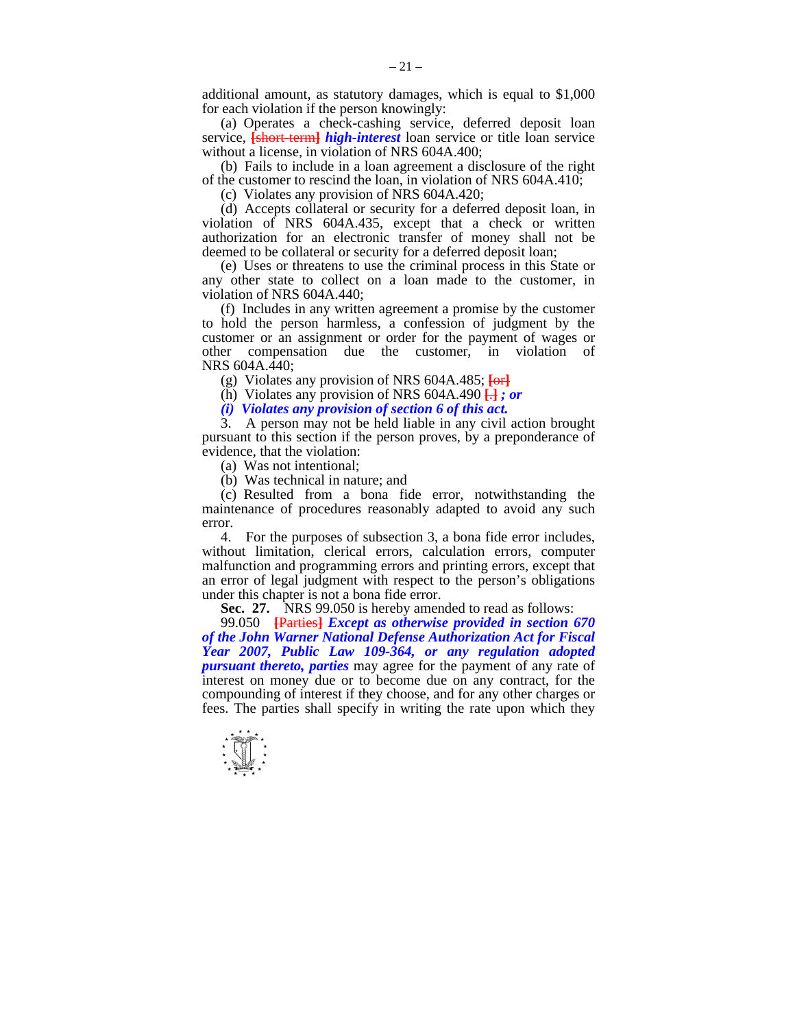additional amount, as statutory damages, which is equal to $1,000 for each violation if the person knowingly:

(a) Operates a check-cashing service, deferred deposit loan service, [short-term] ***high-interest*** loan service or title loan service without a license, in violation of NRS 604A.400;

(b) Fails to include in a loan agreement a disclosure of the right of the customer to rescind the loan, in violation of NRS 604A.410;

(c) Violates any provision of NRS 604A.420;

(d) Accepts collateral or security for a deferred deposit loan, in violation of NRS 604A.435, except that a check or written authorization for an electronic transfer of money shall not be deemed to be collateral or security for a deferred deposit loan;

(e) Uses or threatens to use the criminal process in this State or any other state to collect on a loan made to the customer, in violation of NRS 604A.440;

(f) Includes in any written agreement a promise by the customer to hold the person harmless, a confession of judgment by the customer or an assignment or order for the payment of wages or other compensation due the customer, in violation of NRS 604A.440;

(g) Violates any provision of NRS 604A.485; [or]

(h) Violates any provision of NRS 604A.490 [.] ***; or***

***(i) Violates any provision of section 6 of this act.***

3. A person may not be held liable in any civil action brought pursuant to this section if the person proves, by a preponderance of evidence, that the violation:

(a) Was not intentional;

(b) Was technical in nature; and

(c) Resulted from a bona fide error, notwithstanding the maintenance of procedures reasonably adapted to avoid any such error.

4. For the purposes of subsection 3, a bona fide error includes, without limitation, clerical errors, calculation errors, computer malfunction and programming errors and printing errors, except that an error of legal judgment with respect to the person's obligations under this chapter is not a bona fide error.

**Sec. 27.** NRS 99.050 is hereby amended to read as follows:

99.050 [Parties] ***Except as otherwise provided in section 670 of the John Warner National Defense Authorization Act for Fiscal Year 2007, Public Law 109-364, or any regulation adopted pursuant thereto, parties*** may agree for the payment of any rate of interest on money due or to become due on any contract, for the compounding of interest if they choose, and for any other charges or fees. The parties shall specify in writing the rate upon which they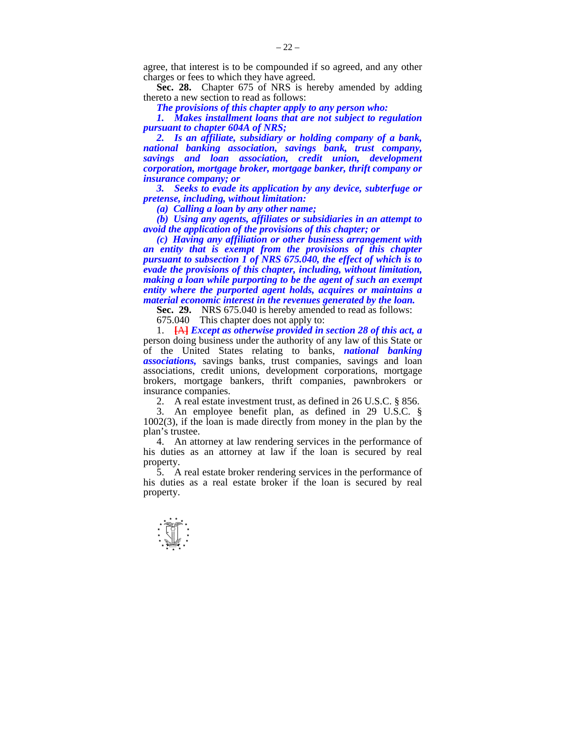agree, that interest is to be compounded if so agreed, and any other charges or fees to which they have agreed.

**Sec. 28.** Chapter 675 of NRS is hereby amended by adding thereto a new section to read as follows:

***The provisions of this chapter apply to any person who:***

***1. Makes installment loans that are not subject to regulation pursuant to chapter 604A of NRS;***

***2. Is an affiliate, subsidiary or holding company of a bank, national banking association, savings bank, trust company, savings and loan association, credit union, development corporation, mortgage broker, mortgage banker, thrift company or insurance company; or***

***3. Seeks to evade its application by any device, subterfuge or pretense, including, without limitation:***

***(a) Calling a loan by any other name;***

***(b) Using any agents, affiliates or subsidiaries in an attempt to avoid the application of the provisions of this chapter; or***

***(c) Having any affiliation or other business arrangement with an entity that is exempt from the provisions of this chapter pursuant to subsection 1 of NRS 675.040, the effect of which is to evade the provisions of this chapter, including, without limitation, making a loan while purporting to be the agent of such an exempt entity where the purported agent holds, acquires or maintains a material economic interest in the revenues generated by the loan.***

**Sec. 29.** NRS 675.040 is hereby amended to read as follows:

675.040 This chapter does not apply to:

1. [A] ***Except as otherwise provided in section 28 of this act, a*** person doing business under the authority of any law of this State or of the United States relating to banks, ***national banking associations,*** savings banks, trust companies, savings and loan associations, credit unions, development corporations, mortgage brokers, mortgage bankers, thrift companies, pawnbrokers or insurance companies.

2. A real estate investment trust, as defined in 26 U.S.C. § 856.

3. An employee benefit plan, as defined in 29 U.S.C. § 1002(3), if the loan is made directly from money in the plan by the plan's trustee.

4. An attorney at law rendering services in the performance of his duties as an attorney at law if the loan is secured by real property.

5. A real estate broker rendering services in the performance of his duties as a real estate broker if the loan is secured by real property.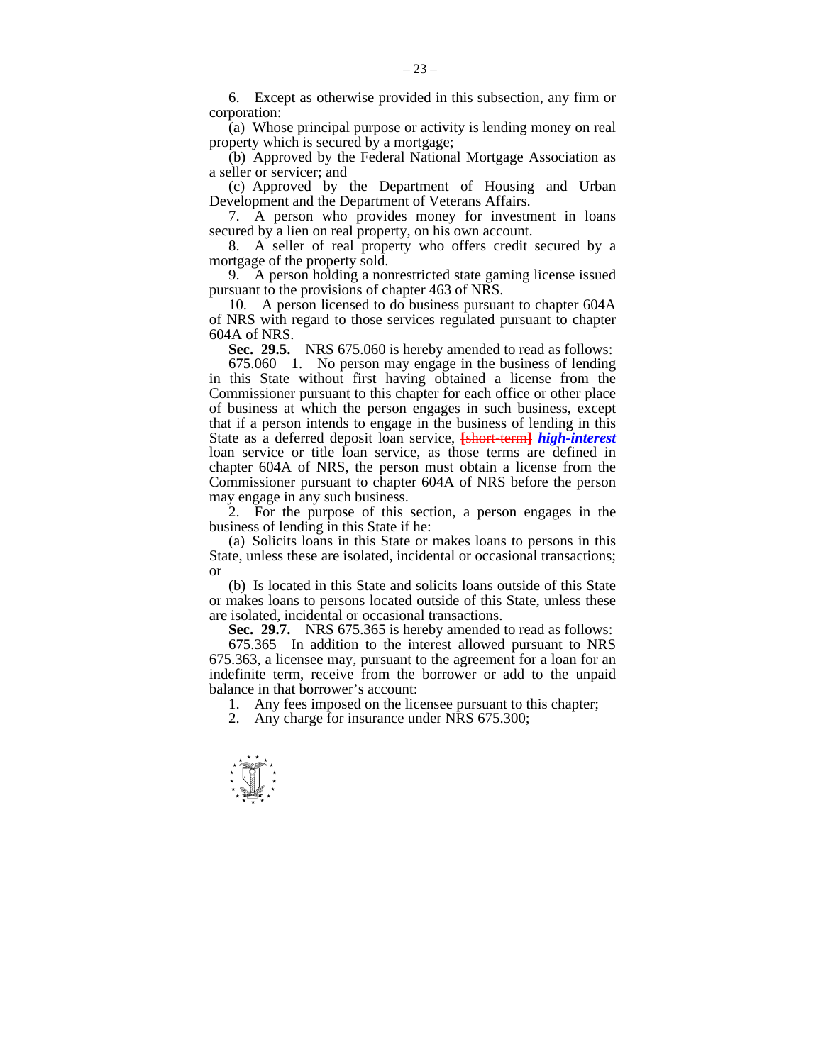6. Except as otherwise provided in this subsection, any firm or corporation:

(a) Whose principal purpose or activity is lending money on real property which is secured by a mortgage;

(b) Approved by the Federal National Mortgage Association as a seller or servicer; and

(c) Approved by the Department of Housing and Urban Development and the Department of Veterans Affairs.

7. A person who provides money for investment in loans secured by a lien on real property, on his own account.

8. A seller of real property who offers credit secured by a mortgage of the property sold.

9. A person holding a nonrestricted state gaming license issued pursuant to the provisions of chapter 463 of NRS.

10. A person licensed to do business pursuant to chapter 604A of NRS with regard to those services regulated pursuant to chapter 604A of NRS.

**Sec. 29.5.** NRS 675.060 is hereby amended to read as follows:

675.060 1. No person may engage in the business of lending in this State without first having obtained a license from the Commissioner pursuant to this chapter for each office or other place of business at which the person engages in such business, except that if a person intends to engage in the business of lending in this State as a deferred deposit loan service, [short-term] ***high-interest*** loan service or title loan service, as those terms are defined in chapter 604A of NRS, the person must obtain a license from the Commissioner pursuant to chapter 604A of NRS before the person may engage in any such business.

2. For the purpose of this section, a person engages in the business of lending in this State if he:

(a) Solicits loans in this State or makes loans to persons in this State, unless these are isolated, incidental or occasional transactions; or

(b) Is located in this State and solicits loans outside of this State or makes loans to persons located outside of this State, unless these are isolated, incidental or occasional transactions.

**Sec. 29.7.** NRS 675.365 is hereby amended to read as follows:

675.365 In addition to the interest allowed pursuant to NRS 675.363, a licensee may, pursuant to the agreement for a loan for an indefinite term, receive from the borrower or add to the unpaid balance in that borrower's account:

1. Any fees imposed on the licensee pursuant to this chapter;
2. Any charge for insurance under NRS 675.300;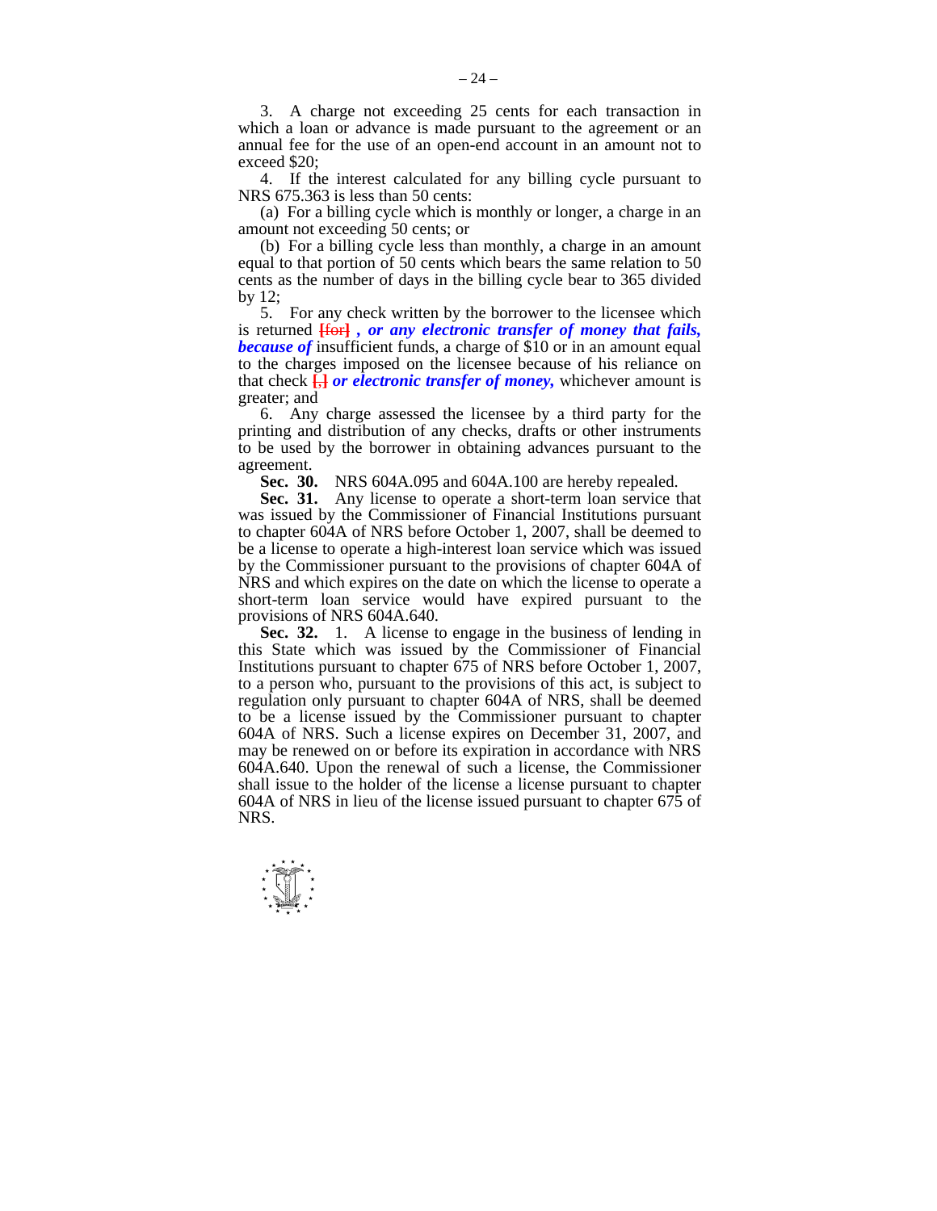3. A charge not exceeding 25 cents for each transaction in which a loan or advance is made pursuant to the agreement or an annual fee for the use of an open-end account in an amount not to exceed $20;

4. If the interest calculated for any billing cycle pursuant to NRS 675.363 is less than 50 cents:

(a) For a billing cycle which is monthly or longer, a charge in an amount not exceeding 50 cents; or

(b) For a billing cycle less than monthly, a charge in an amount equal to that portion of 50 cents which bears the same relation to 50 cents as the number of days in the billing cycle bear to 365 divided by 12;

5. For any check written by the borrower to the licensee which is returned [for] ***, or any electronic transfer of money that fails, because of*** insufficient funds, a charge of $10 or in an amount equal to the charges imposed on the licensee because of his reliance on that check [,] ***or electronic transfer of money,*** whichever amount is greater; and

6. Any charge assessed the licensee by a third party for the printing and distribution of any checks, drafts or other instruments to be used by the borrower in obtaining advances pursuant to the agreement.

**Sec. 30.** NRS 604A.095 and 604A.100 are hereby repealed.

**Sec. 31.** Any license to operate a short-term loan service that was issued by the Commissioner of Financial Institutions pursuant to chapter 604A of NRS before October 1, 2007, shall be deemed to be a license to operate a high-interest loan service which was issued by the Commissioner pursuant to the provisions of chapter 604A of NRS and which expires on the date on which the license to operate a short-term loan service would have expired pursuant to the provisions of NRS 604A.640.

**Sec. 32.** 1. A license to engage in the business of lending in this State which was issued by the Commissioner of Financial Institutions pursuant to chapter 675 of NRS before October 1, 2007, to a person who, pursuant to the provisions of this act, is subject to regulation only pursuant to chapter 604A of NRS, shall be deemed to be a license issued by the Commissioner pursuant to chapter 604A of NRS. Such a license expires on December 31, 2007, and may be renewed on or before its expiration in accordance with NRS 604A.640. Upon the renewal of such a license, the Commissioner shall issue to the holder of the license a license pursuant to chapter 604A of NRS in lieu of the license issued pursuant to chapter 675 of NRS.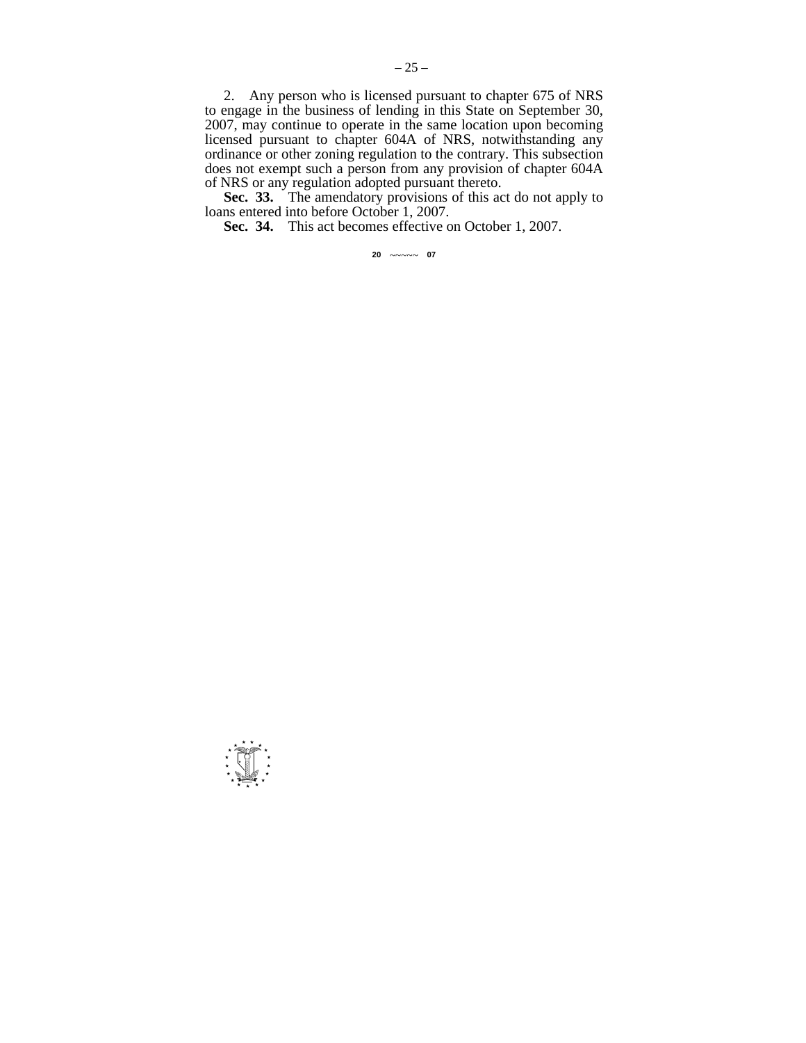2. Any person who is licensed pursuant to chapter 675 of NRS to engage in the business of lending in this State on September 30, 2007, may continue to operate in the same location upon becoming licensed pursuant to chapter 604A of NRS, notwithstanding any ordinance or other zoning regulation to the contrary. This subsection does not exempt such a person from any provision of chapter 604A of NRS or any regulation adopted pursuant thereto.

**Sec. 33.** The amendatory provisions of this act do not apply to loans entered into before October 1, 2007.

**Sec. 34.** This act becomes effective on October 1, 2007.

20 ~~~~~ 07